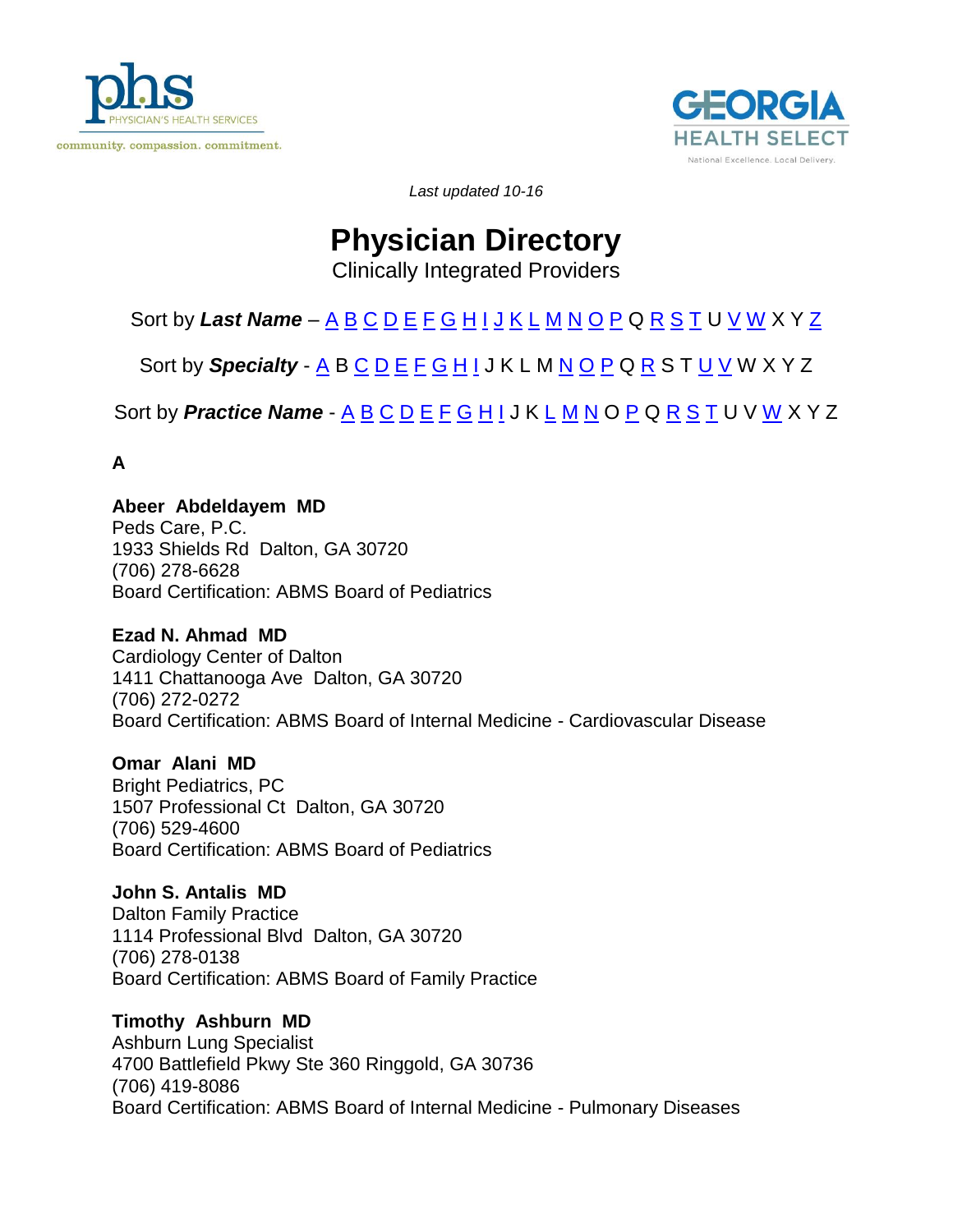phs PHYSICIAN'S HEALTH SERVICES

community. compassion. commitment.

GEORGIA HEALTH SELECT

National Excellence. Local Delivery.

*Last updated 10-16*

# Physician Directory

Clinically Integrated Providers

Sort by ***Last Name*** – A B C D E F G H I J K L M N O P Q R S T U V W X Y Z

Sort by ***Specialty*** - A B C D E F G H I J K L M N O P Q R S T U V W X Y Z

Sort by ***Practice Name*** - A B C D E F G H I J K L M N O P Q R S T U V W X Y Z

**A**

**Abeer Abdeldayem MD**
Peds Care, P.C.
1933 Shields Rd Dalton, GA 30720
(706) 278-6628
Board Certification: ABMS Board of Pediatrics

**Ezad N. Ahmad MD**
Cardiology Center of Dalton
1411 Chattanooga Ave Dalton, GA 30720
(706) 272-0272
Board Certification: ABMS Board of Internal Medicine - Cardiovascular Disease

**Omar Alani MD**
Bright Pediatrics, PC
1507 Professional Ct Dalton, GA 30720
(706) 529-4600
Board Certification: ABMS Board of Pediatrics

**John S. Antalis MD**
Dalton Family Practice
1114 Professional Blvd Dalton, GA 30720
(706) 278-0138
Board Certification: ABMS Board of Family Practice

**Timothy Ashburn MD**
Ashburn Lung Specialist
4700 Battlefield Pkwy Ste 360 Ringgold, GA 30736
(706) 419-8086
Board Certification: ABMS Board of Internal Medicine - Pulmonary Diseases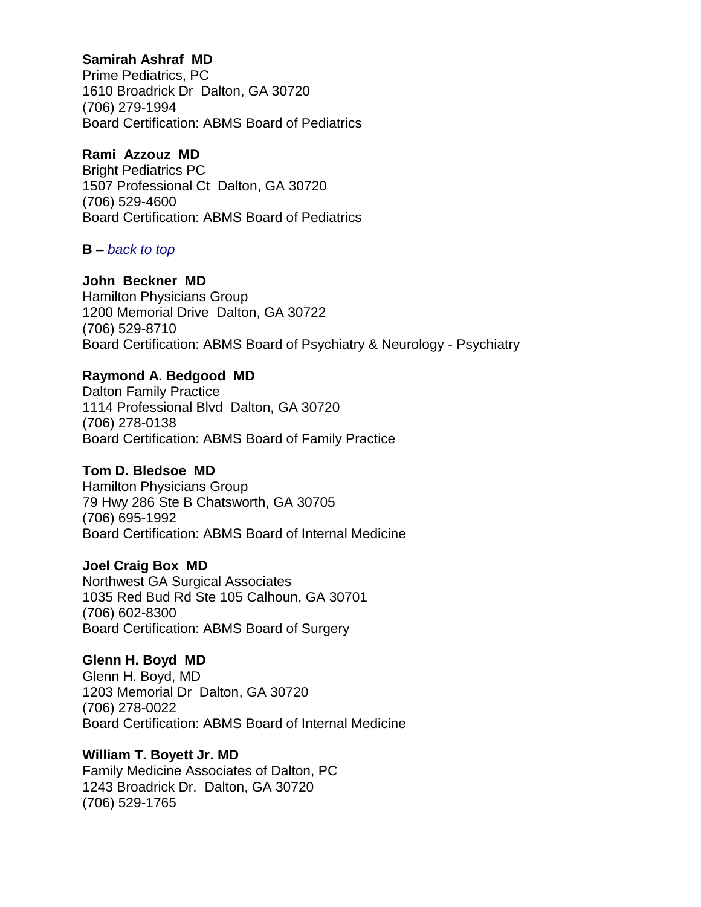**Samirah Ashraf MD**
Prime Pediatrics, PC
1610 Broadrick Dr Dalton, GA 30720
(706) 279-1994
Board Certification: ABMS Board of Pediatrics

**Rami Azzouz MD**
Bright Pediatrics PC
1507 Professional Ct Dalton, GA 30720
(706) 529-4600
Board Certification: ABMS Board of Pediatrics

**B –** *back to top*

**John Beckner MD**
Hamilton Physicians Group
1200 Memorial Drive Dalton, GA 30722
(706) 529-8710
Board Certification: ABMS Board of Psychiatry & Neurology - Psychiatry

**Raymond A. Bedgood MD**
Dalton Family Practice
1114 Professional Blvd Dalton, GA 30720
(706) 278-0138
Board Certification: ABMS Board of Family Practice

**Tom D. Bledsoe MD**
Hamilton Physicians Group
79 Hwy 286 Ste B Chatsworth, GA 30705
(706) 695-1992
Board Certification: ABMS Board of Internal Medicine

**Joel Craig Box MD**
Northwest GA Surgical Associates
1035 Red Bud Rd Ste 105 Calhoun, GA 30701
(706) 602-8300
Board Certification: ABMS Board of Surgery

**Glenn H. Boyd MD**
Glenn H. Boyd, MD
1203 Memorial Dr Dalton, GA 30720
(706) 278-0022
Board Certification: ABMS Board of Internal Medicine

**William T. Boyett Jr. MD**
Family Medicine Associates of Dalton, PC
1243 Broadrick Dr. Dalton, GA 30720
(706) 529-1765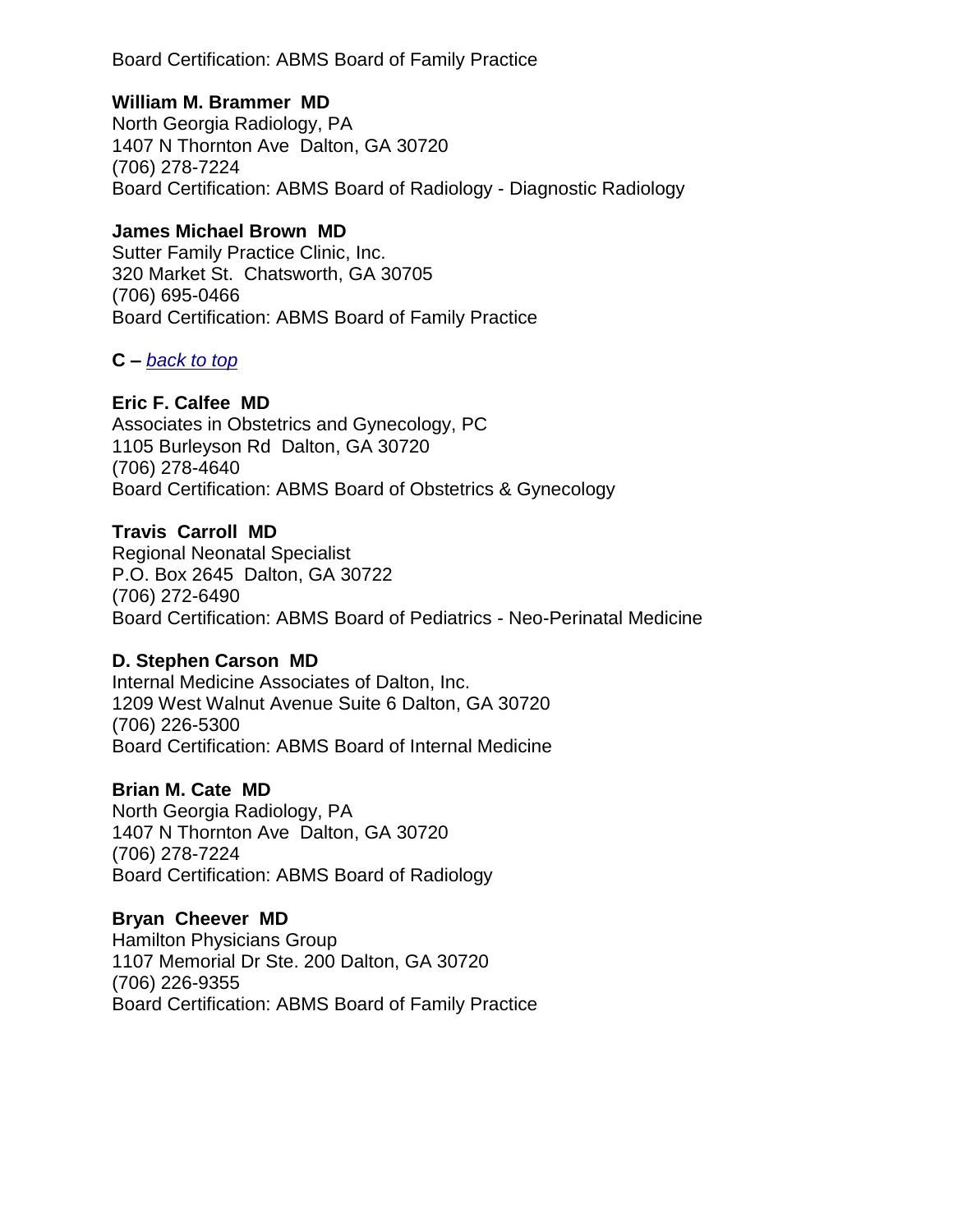Board Certification: ABMS Board of Family Practice

**William M. Brammer MD**
North Georgia Radiology, PA
1407 N Thornton Ave Dalton, GA 30720
(706) 278-7224
Board Certification: ABMS Board of Radiology - Diagnostic Radiology

**James Michael Brown MD**
Sutter Family Practice Clinic, Inc.
320 Market St. Chatsworth, GA 30705
(706) 695-0466
Board Certification: ABMS Board of Family Practice

**C –** *back to top*

**Eric F. Calfee MD**
Associates in Obstetrics and Gynecology, PC
1105 Burleyson Rd Dalton, GA 30720
(706) 278-4640
Board Certification: ABMS Board of Obstetrics & Gynecology

**Travis Carroll MD**
Regional Neonatal Specialist
P.O. Box 2645 Dalton, GA 30722
(706) 272-6490
Board Certification: ABMS Board of Pediatrics - Neo-Perinatal Medicine

**D. Stephen Carson MD**
Internal Medicine Associates of Dalton, Inc.
1209 West Walnut Avenue Suite 6 Dalton, GA 30720
(706) 226-5300
Board Certification: ABMS Board of Internal Medicine

**Brian M. Cate MD**
North Georgia Radiology, PA
1407 N Thornton Ave Dalton, GA 30720
(706) 278-7224
Board Certification: ABMS Board of Radiology

**Bryan Cheever MD**
Hamilton Physicians Group
1107 Memorial Dr Ste. 200 Dalton, GA 30720
(706) 226-9355
Board Certification: ABMS Board of Family Practice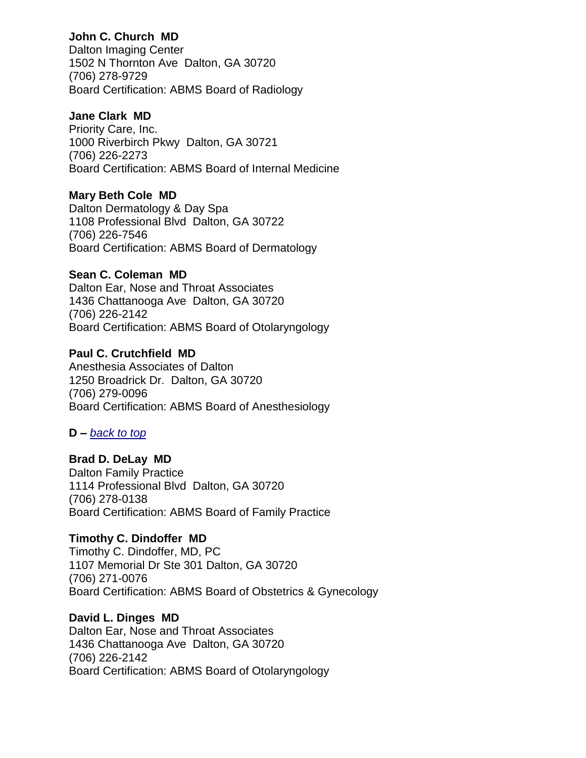**John C. Church MD**
Dalton Imaging Center
1502 N Thornton Ave Dalton, GA 30720
(706) 278-9729
Board Certification: ABMS Board of Radiology

**Jane Clark MD**
Priority Care, Inc.
1000 Riverbirch Pkwy Dalton, GA 30721
(706) 226-2273
Board Certification: ABMS Board of Internal Medicine

**Mary Beth Cole MD**
Dalton Dermatology & Day Spa
1108 Professional Blvd Dalton, GA 30722
(706) 226-7546
Board Certification: ABMS Board of Dermatology

**Sean C. Coleman MD**
Dalton Ear, Nose and Throat Associates
1436 Chattanooga Ave Dalton, GA 30720
(706) 226-2142
Board Certification: ABMS Board of Otolaryngology

**Paul C. Crutchfield MD**
Anesthesia Associates of Dalton
1250 Broadrick Dr. Dalton, GA 30720
(706) 279-0096
Board Certification: ABMS Board of Anesthesiology

**D –** *back to top*

**Brad D. DeLay MD**
Dalton Family Practice
1114 Professional Blvd Dalton, GA 30720
(706) 278-0138
Board Certification: ABMS Board of Family Practice

**Timothy C. Dindoffer MD**
Timothy C. Dindoffer, MD, PC
1107 Memorial Dr Ste 301 Dalton, GA 30720
(706) 271-0076
Board Certification: ABMS Board of Obstetrics & Gynecology

**David L. Dinges MD**
Dalton Ear, Nose and Throat Associates
1436 Chattanooga Ave Dalton, GA 30720
(706) 226-2142
Board Certification: ABMS Board of Otolaryngology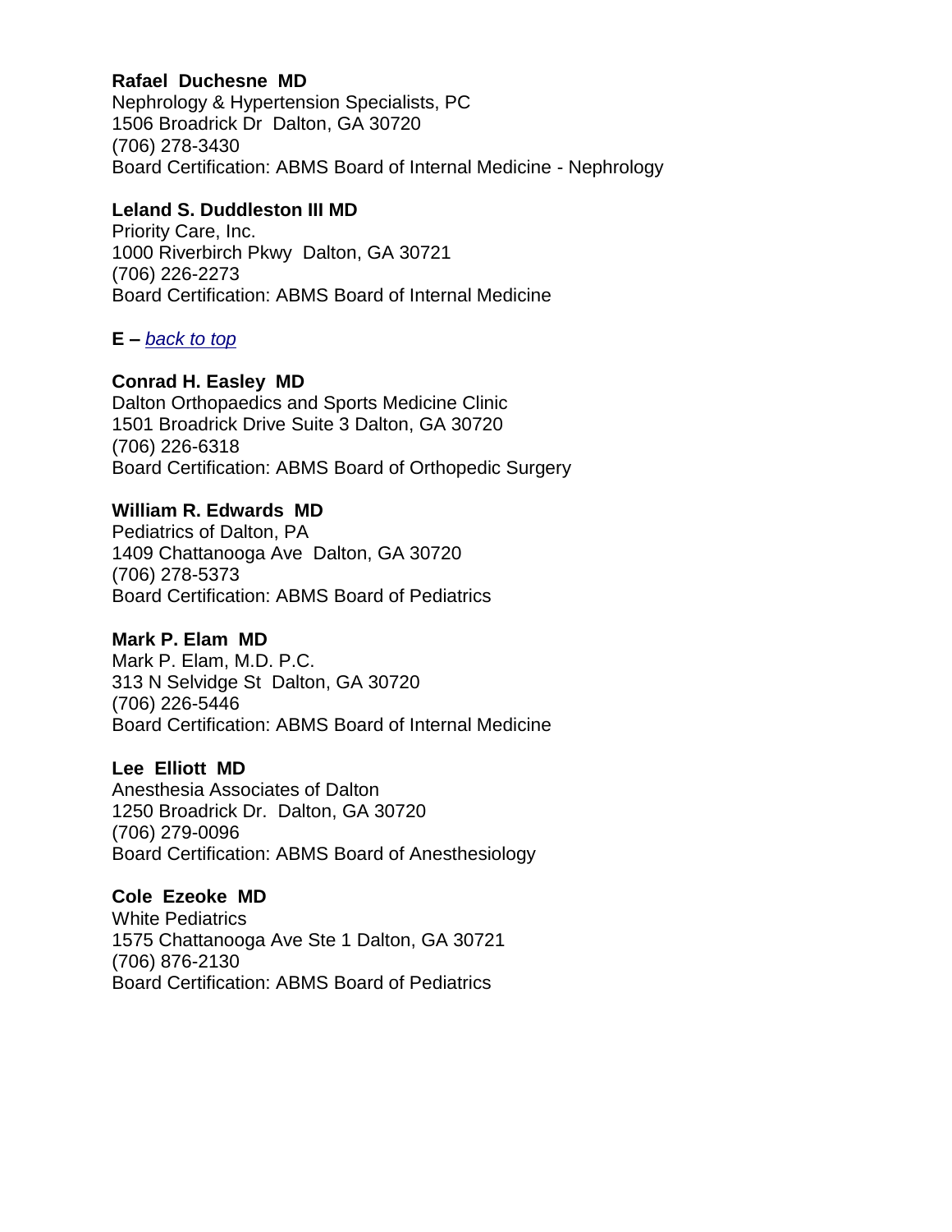**Rafael Duchesne MD**
Nephrology & Hypertension Specialists, PC
1506 Broadrick Dr Dalton, GA 30720
(706) 278-3430
Board Certification: ABMS Board of Internal Medicine - Nephrology

**Leland S. Duddleston III MD**
Priority Care, Inc.
1000 Riverbirch Pkwy Dalton, GA 30721
(706) 226-2273
Board Certification: ABMS Board of Internal Medicine

**E –** *back to top*

**Conrad H. Easley MD**
Dalton Orthopaedics and Sports Medicine Clinic
1501 Broadrick Drive Suite 3 Dalton, GA 30720
(706) 226-6318
Board Certification: ABMS Board of Orthopedic Surgery

**William R. Edwards MD**
Pediatrics of Dalton, PA
1409 Chattanooga Ave Dalton, GA 30720
(706) 278-5373
Board Certification: ABMS Board of Pediatrics

**Mark P. Elam MD**
Mark P. Elam, M.D. P.C.
313 N Selvidge St Dalton, GA 30720
(706) 226-5446
Board Certification: ABMS Board of Internal Medicine

**Lee Elliott MD**
Anesthesia Associates of Dalton
1250 Broadrick Dr. Dalton, GA 30720
(706) 279-0096
Board Certification: ABMS Board of Anesthesiology

**Cole Ezeoke MD**
White Pediatrics
1575 Chattanooga Ave Ste 1 Dalton, GA 30721
(706) 876-2130
Board Certification: ABMS Board of Pediatrics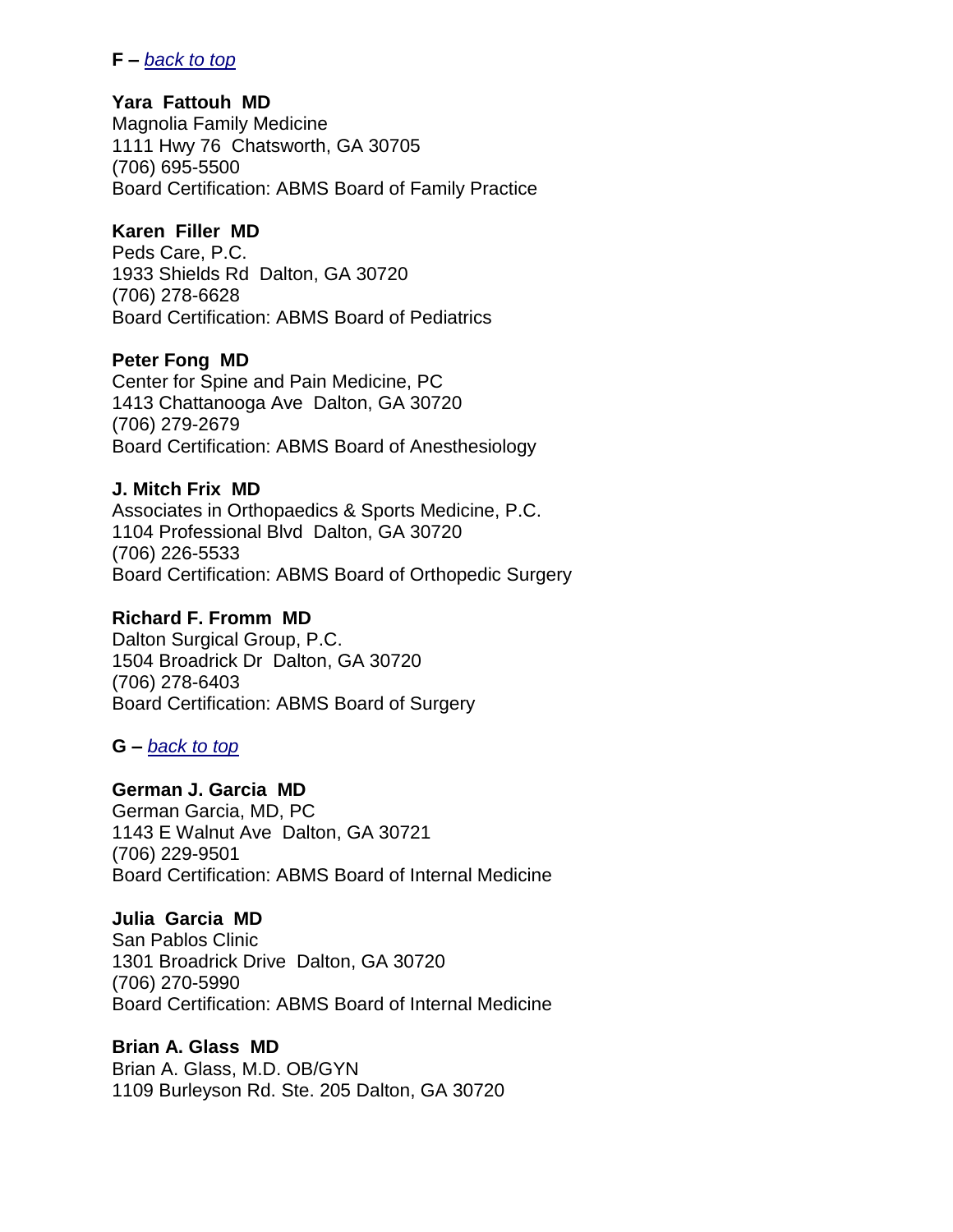**F –** *back to top*

**Yara Fattouh MD**
Magnolia Family Medicine
1111 Hwy 76 Chatsworth, GA 30705
(706) 695-5500
Board Certification: ABMS Board of Family Practice

**Karen Filler MD**
Peds Care, P.C.
1933 Shields Rd Dalton, GA 30720
(706) 278-6628
Board Certification: ABMS Board of Pediatrics

**Peter Fong MD**
Center for Spine and Pain Medicine, PC
1413 Chattanooga Ave Dalton, GA 30720
(706) 279-2679
Board Certification: ABMS Board of Anesthesiology

**J. Mitch Frix MD**
Associates in Orthopaedics & Sports Medicine, P.C.
1104 Professional Blvd Dalton, GA 30720
(706) 226-5533
Board Certification: ABMS Board of Orthopedic Surgery

**Richard F. Fromm MD**
Dalton Surgical Group, P.C.
1504 Broadrick Dr Dalton, GA 30720
(706) 278-6403
Board Certification: ABMS Board of Surgery

**G –** *back to top*

**German J. Garcia MD**
German Garcia, MD, PC
1143 E Walnut Ave Dalton, GA 30721
(706) 229-9501
Board Certification: ABMS Board of Internal Medicine

**Julia Garcia MD**
San Pablos Clinic
1301 Broadrick Drive Dalton, GA 30720
(706) 270-5990
Board Certification: ABMS Board of Internal Medicine

**Brian A. Glass MD**
Brian A. Glass, M.D. OB/GYN
1109 Burleyson Rd. Ste. 205 Dalton, GA 30720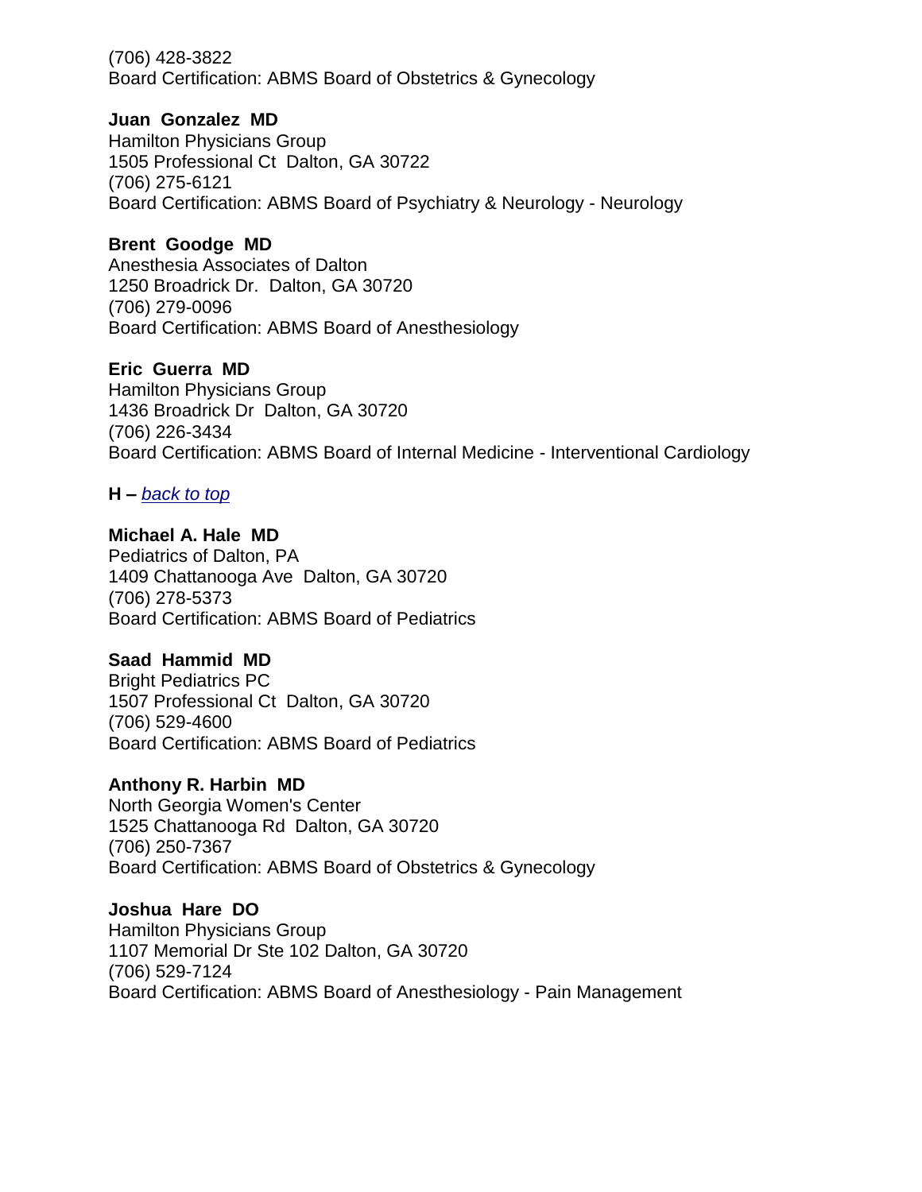(706) 428-3822
Board Certification: ABMS Board of Obstetrics & Gynecology

**Juan Gonzalez MD**
Hamilton Physicians Group
1505 Professional Ct Dalton, GA 30722
(706) 275-6121
Board Certification: ABMS Board of Psychiatry & Neurology - Neurology

**Brent Goodge MD**
Anesthesia Associates of Dalton
1250 Broadrick Dr. Dalton, GA 30720
(706) 279-0096
Board Certification: ABMS Board of Anesthesiology

**Eric Guerra MD**
Hamilton Physicians Group
1436 Broadrick Dr Dalton, GA 30720
(706) 226-3434
Board Certification: ABMS Board of Internal Medicine - Interventional Cardiology

**H –** *back to top*

**Michael A. Hale MD**
Pediatrics of Dalton, PA
1409 Chattanooga Ave Dalton, GA 30720
(706) 278-5373
Board Certification: ABMS Board of Pediatrics

**Saad Hammid MD**
Bright Pediatrics PC
1507 Professional Ct Dalton, GA 30720
(706) 529-4600
Board Certification: ABMS Board of Pediatrics

**Anthony R. Harbin MD**
North Georgia Women's Center
1525 Chattanooga Rd Dalton, GA 30720
(706) 250-7367
Board Certification: ABMS Board of Obstetrics & Gynecology

**Joshua Hare DO**
Hamilton Physicians Group
1107 Memorial Dr Ste 102 Dalton, GA 30720
(706) 529-7124
Board Certification: ABMS Board of Anesthesiology - Pain Management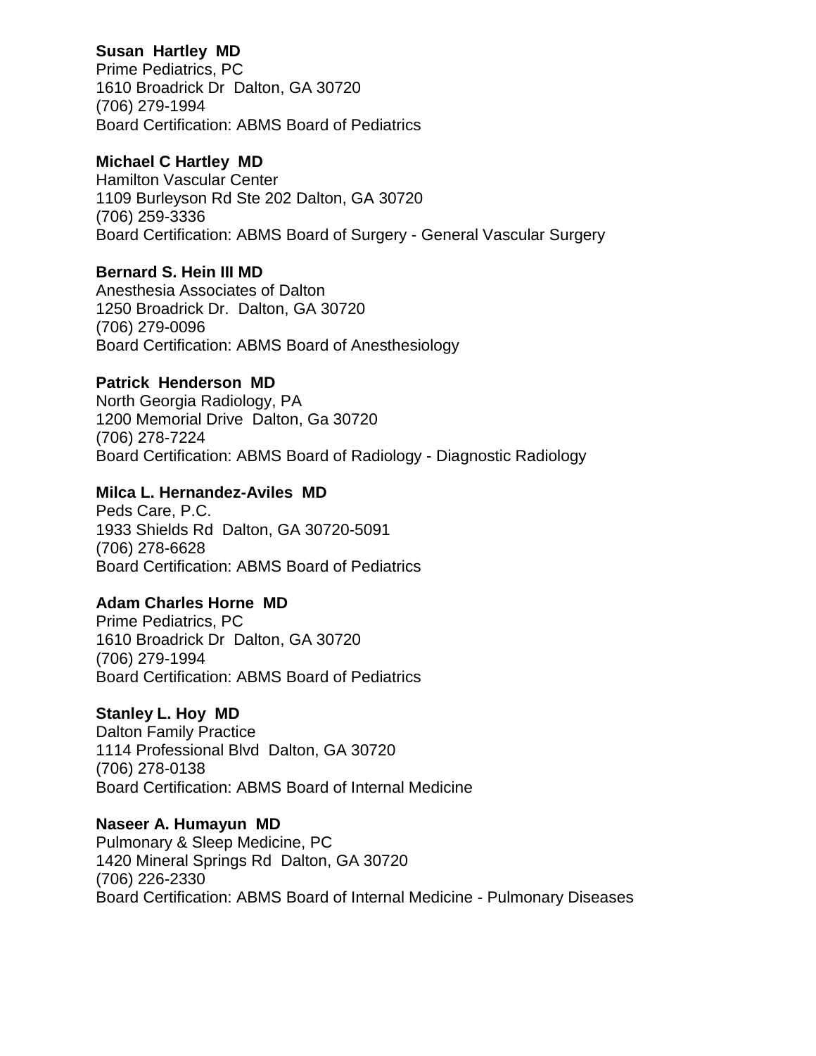**Susan Hartley MD**
Prime Pediatrics, PC
1610 Broadrick Dr Dalton, GA 30720
(706) 279-1994
Board Certification: ABMS Board of Pediatrics

**Michael C Hartley MD**
Hamilton Vascular Center
1109 Burleyson Rd Ste 202 Dalton, GA 30720
(706) 259-3336
Board Certification: ABMS Board of Surgery - General Vascular Surgery

**Bernard S. Hein III MD**
Anesthesia Associates of Dalton
1250 Broadrick Dr. Dalton, GA 30720
(706) 279-0096
Board Certification: ABMS Board of Anesthesiology

**Patrick Henderson MD**
North Georgia Radiology, PA
1200 Memorial Drive Dalton, Ga 30720
(706) 278-7224
Board Certification: ABMS Board of Radiology - Diagnostic Radiology

**Milca L. Hernandez-Aviles MD**
Peds Care, P.C.
1933 Shields Rd Dalton, GA 30720-5091
(706) 278-6628
Board Certification: ABMS Board of Pediatrics

**Adam Charles Horne MD**
Prime Pediatrics, PC
1610 Broadrick Dr Dalton, GA 30720
(706) 279-1994
Board Certification: ABMS Board of Pediatrics

**Stanley L. Hoy MD**
Dalton Family Practice
1114 Professional Blvd Dalton, GA 30720
(706) 278-0138
Board Certification: ABMS Board of Internal Medicine

**Naseer A. Humayun MD**
Pulmonary & Sleep Medicine, PC
1420 Mineral Springs Rd Dalton, GA 30720
(706) 226-2330
Board Certification: ABMS Board of Internal Medicine - Pulmonary Diseases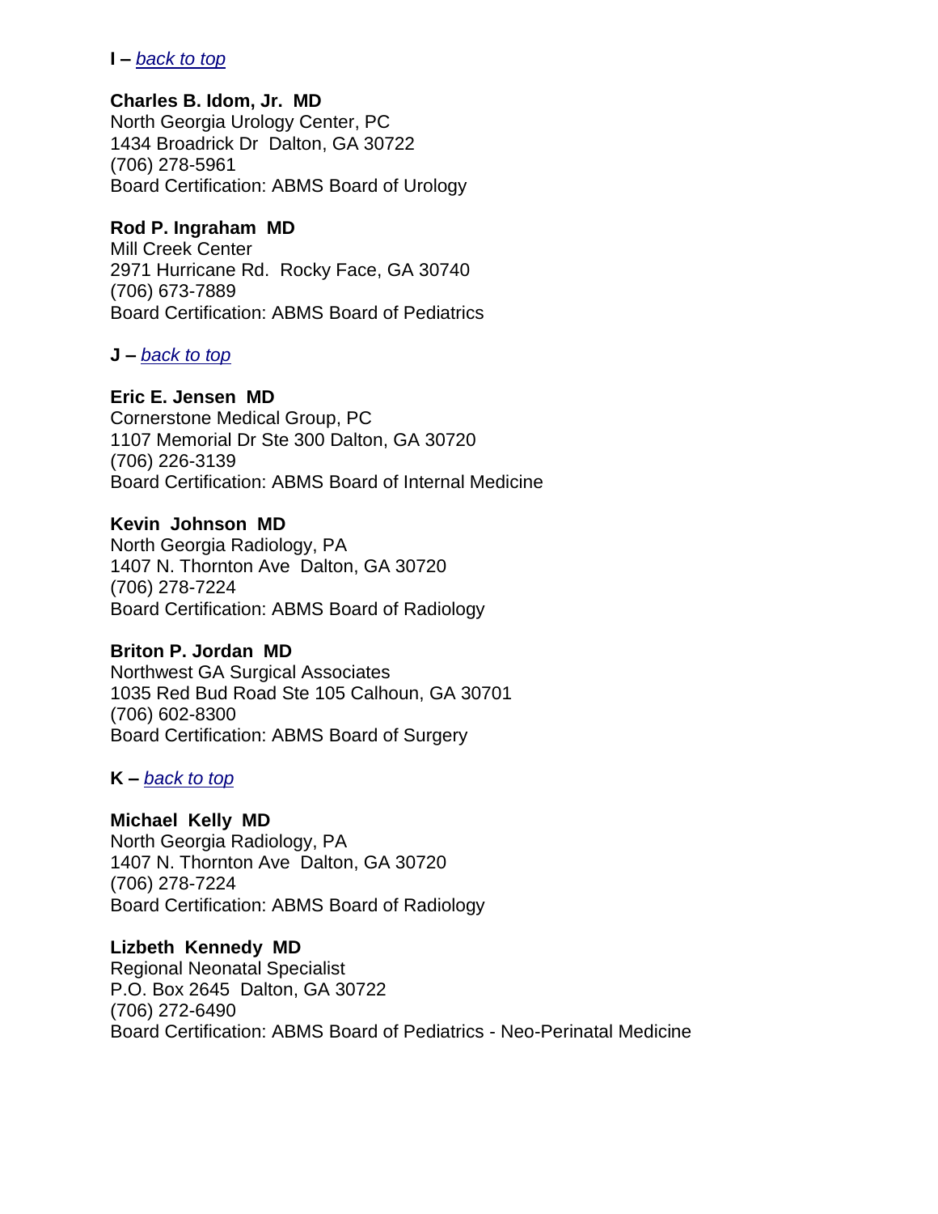**I –** *back to top*

**Charles B. Idom, Jr.  MD**
North Georgia Urology Center, PC
1434 Broadrick Dr  Dalton, GA 30722
(706) 278-5961
Board Certification: ABMS Board of Urology

**Rod P. Ingraham  MD**
Mill Creek Center
2971 Hurricane Rd.  Rocky Face, GA 30740
(706) 673-7889
Board Certification: ABMS Board of Pediatrics

**J –** *back to top*

**Eric E. Jensen  MD**
Cornerstone Medical Group, PC
1107 Memorial Dr Ste 300 Dalton, GA 30720
(706) 226-3139
Board Certification: ABMS Board of Internal Medicine

**Kevin  Johnson  MD**
North Georgia Radiology, PA
1407 N. Thornton Ave  Dalton, GA 30720
(706) 278-7224
Board Certification: ABMS Board of Radiology

**Briton P. Jordan  MD**
Northwest GA Surgical Associates
1035 Red Bud Road Ste 105 Calhoun, GA 30701
(706) 602-8300
Board Certification: ABMS Board of Surgery

**K –** *back to top*

**Michael  Kelly  MD**
North Georgia Radiology, PA
1407 N. Thornton Ave  Dalton, GA 30720
(706) 278-7224
Board Certification: ABMS Board of Radiology

**Lizbeth  Kennedy  MD**
Regional Neonatal Specialist
P.O. Box 2645  Dalton, GA 30722
(706) 272-6490
Board Certification: ABMS Board of Pediatrics - Neo-Perinatal Medicine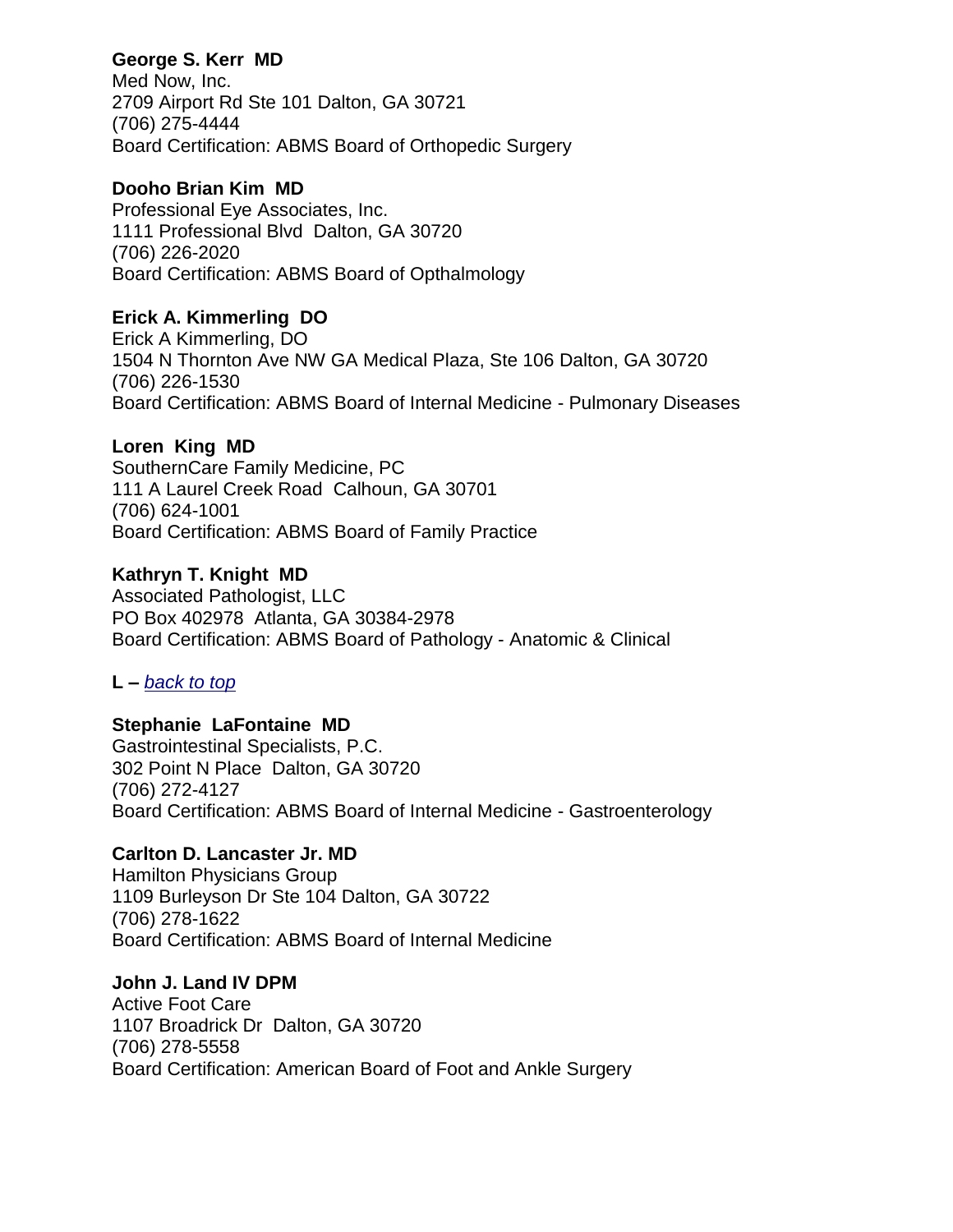**George S. Kerr  MD**
Med Now, Inc.
2709 Airport Rd Ste 101 Dalton, GA 30721
(706) 275-4444
Board Certification: ABMS Board of Orthopedic Surgery

**Dooho Brian Kim  MD**
Professional Eye Associates, Inc.
1111 Professional Blvd  Dalton, GA 30720
(706) 226-2020
Board Certification: ABMS Board of Opthalmology

**Erick A. Kimmerling  DO**
Erick A Kimmerling, DO
1504 N Thornton Ave NW GA Medical Plaza, Ste 106 Dalton, GA 30720
(706) 226-1530
Board Certification: ABMS Board of Internal Medicine - Pulmonary Diseases

**Loren  King  MD**
SouthernCare Family Medicine, PC
111 A Laurel Creek Road  Calhoun, GA 30701
(706) 624-1001
Board Certification: ABMS Board of Family Practice

**Kathryn T. Knight  MD**
Associated Pathologist, LLC
PO Box 402978  Atlanta, GA 30384-2978
Board Certification: ABMS Board of Pathology - Anatomic & Clinical

**L –** *back to top*

**Stephanie  LaFontaine  MD**
Gastrointestinal Specialists, P.C.
302 Point N Place  Dalton, GA 30720
(706) 272-4127
Board Certification: ABMS Board of Internal Medicine - Gastroenterology

**Carlton D. Lancaster Jr. MD**
Hamilton Physicians Group
1109 Burleyson Dr Ste 104 Dalton, GA 30722
(706) 278-1622
Board Certification: ABMS Board of Internal Medicine

**John J. Land IV DPM**
Active Foot Care
1107 Broadrick Dr  Dalton, GA 30720
(706) 278-5558
Board Certification: American Board of Foot and Ankle Surgery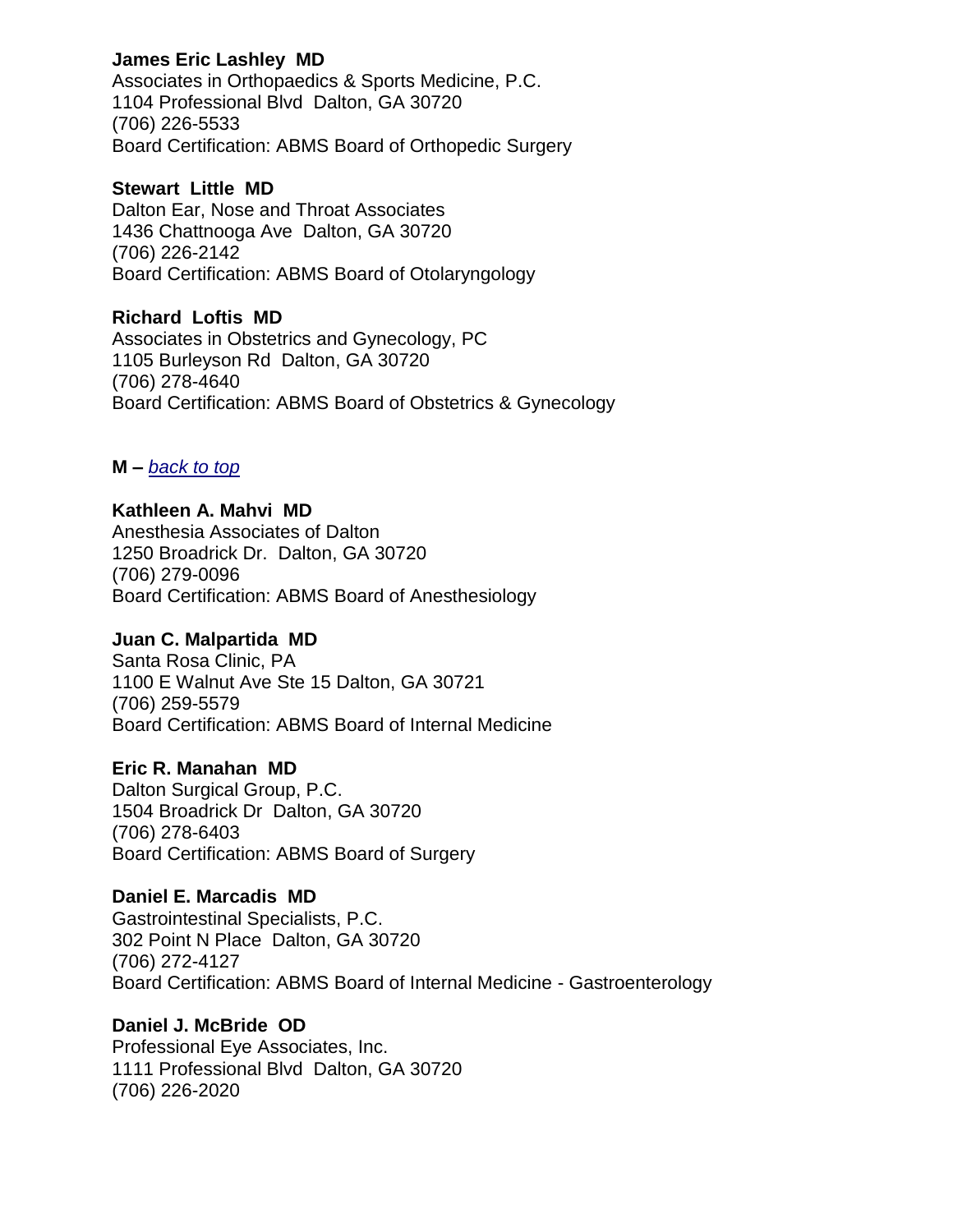**James Eric Lashley MD**
Associates in Orthopaedics & Sports Medicine, P.C.
1104 Professional Blvd Dalton, GA 30720
(706) 226-5533
Board Certification: ABMS Board of Orthopedic Surgery

**Stewart Little MD**
Dalton Ear, Nose and Throat Associates
1436 Chattnooga Ave Dalton, GA 30720
(706) 226-2142
Board Certification: ABMS Board of Otolaryngology

**Richard Loftis MD**
Associates in Obstetrics and Gynecology, PC
1105 Burleyson Rd Dalton, GA 30720
(706) 278-4640
Board Certification: ABMS Board of Obstetrics & Gynecology

**M –** *back to top*

**Kathleen A. Mahvi MD**
Anesthesia Associates of Dalton
1250 Broadrick Dr. Dalton, GA 30720
(706) 279-0096
Board Certification: ABMS Board of Anesthesiology

**Juan C. Malpartida MD**
Santa Rosa Clinic, PA
1100 E Walnut Ave Ste 15 Dalton, GA 30721
(706) 259-5579
Board Certification: ABMS Board of Internal Medicine

**Eric R. Manahan MD**
Dalton Surgical Group, P.C.
1504 Broadrick Dr Dalton, GA 30720
(706) 278-6403
Board Certification: ABMS Board of Surgery

**Daniel E. Marcadis MD**
Gastrointestinal Specialists, P.C.
302 Point N Place Dalton, GA 30720
(706) 272-4127
Board Certification: ABMS Board of Internal Medicine - Gastroenterology

**Daniel J. McBride OD**
Professional Eye Associates, Inc.
1111 Professional Blvd Dalton, GA 30720
(706) 226-2020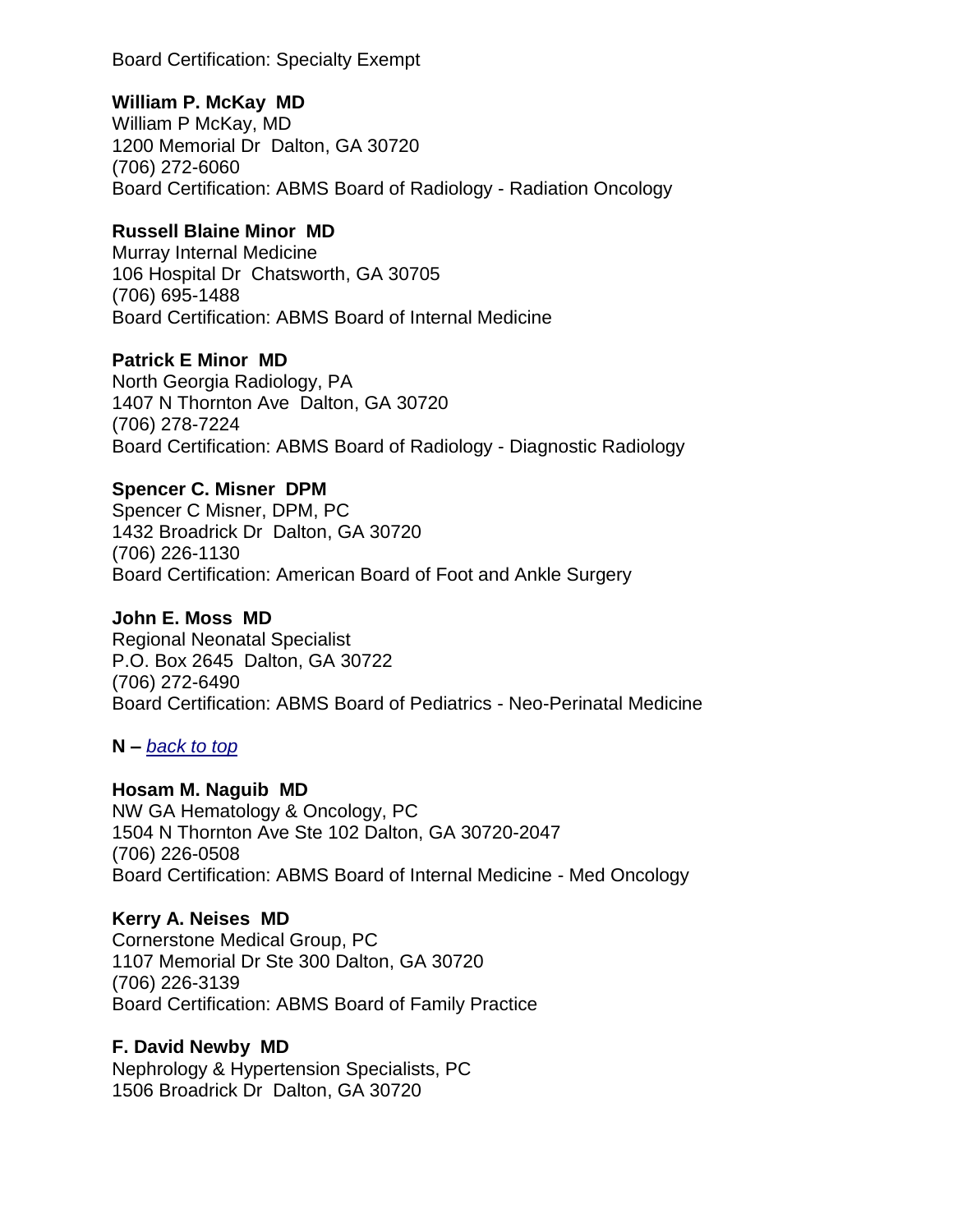Board Certification: Specialty Exempt

**William P. McKay MD**
William P McKay, MD
1200 Memorial Dr Dalton, GA 30720
(706) 272-6060
Board Certification: ABMS Board of Radiology - Radiation Oncology

**Russell Blaine Minor MD**
Murray Internal Medicine
106 Hospital Dr Chatsworth, GA 30705
(706) 695-1488
Board Certification: ABMS Board of Internal Medicine

**Patrick E Minor MD**
North Georgia Radiology, PA
1407 N Thornton Ave Dalton, GA 30720
(706) 278-7224
Board Certification: ABMS Board of Radiology - Diagnostic Radiology

**Spencer C. Misner DPM**
Spencer C Misner, DPM, PC
1432 Broadrick Dr Dalton, GA 30720
(706) 226-1130
Board Certification: American Board of Foot and Ankle Surgery

**John E. Moss MD**
Regional Neonatal Specialist
P.O. Box 2645 Dalton, GA 30722
(706) 272-6490
Board Certification: ABMS Board of Pediatrics - Neo-Perinatal Medicine

**N –** *back to top*

**Hosam M. Naguib MD**
NW GA Hematology & Oncology, PC
1504 N Thornton Ave Ste 102 Dalton, GA 30720-2047
(706) 226-0508
Board Certification: ABMS Board of Internal Medicine - Med Oncology

**Kerry A. Neises MD**
Cornerstone Medical Group, PC
1107 Memorial Dr Ste 300 Dalton, GA 30720
(706) 226-3139
Board Certification: ABMS Board of Family Practice

**F. David Newby MD**
Nephrology & Hypertension Specialists, PC
1506 Broadrick Dr Dalton, GA 30720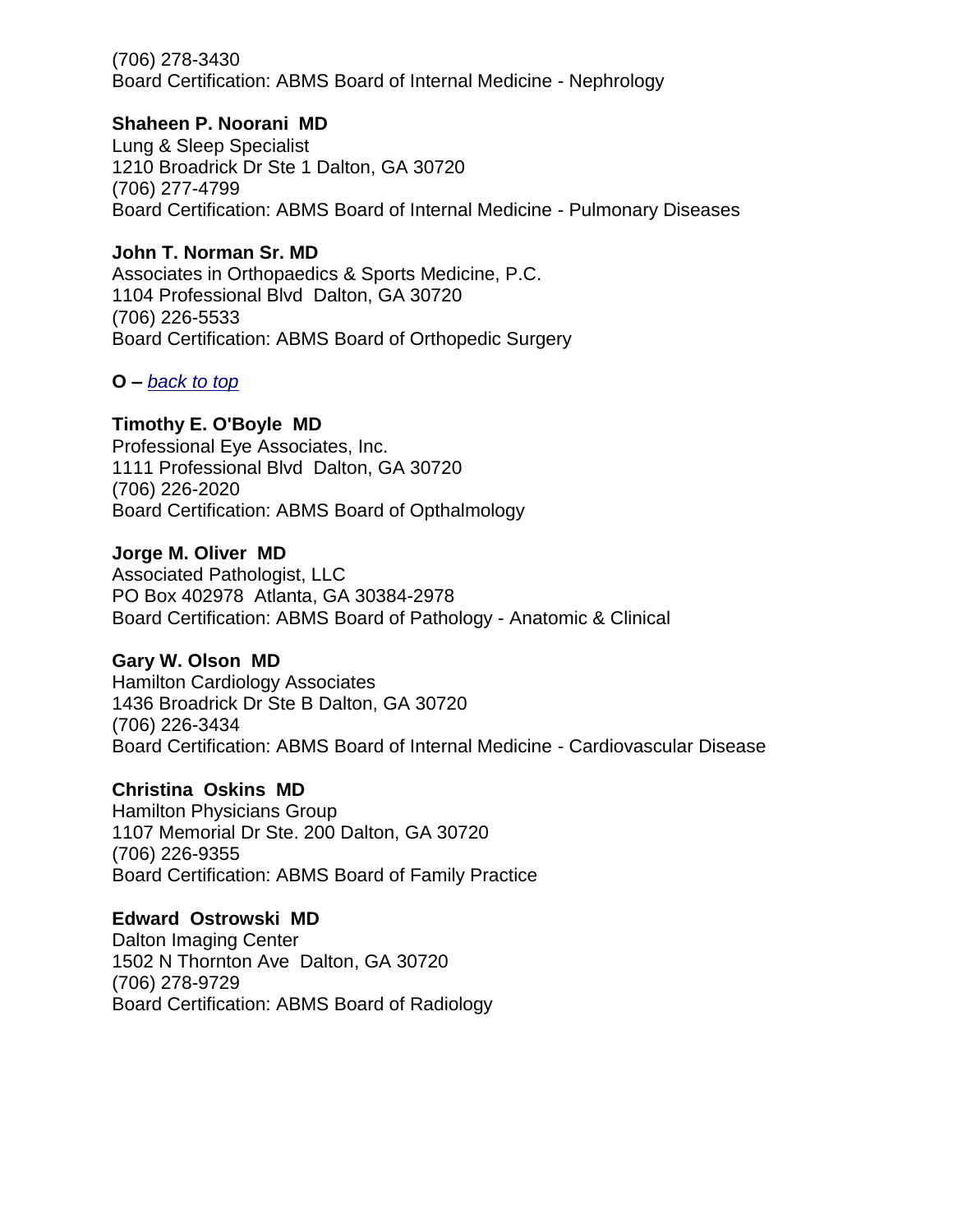(706) 278-3430
Board Certification: ABMS Board of Internal Medicine - Nephrology

**Shaheen P. Noorani MD**
Lung & Sleep Specialist
1210 Broadrick Dr Ste 1 Dalton, GA 30720
(706) 277-4799
Board Certification: ABMS Board of Internal Medicine - Pulmonary Diseases

**John T. Norman Sr. MD**
Associates in Orthopaedics & Sports Medicine, P.C.
1104 Professional Blvd Dalton, GA 30720
(706) 226-5533
Board Certification: ABMS Board of Orthopedic Surgery

**O –** *back to top*

**Timothy E. O'Boyle MD**
Professional Eye Associates, Inc.
1111 Professional Blvd Dalton, GA 30720
(706) 226-2020
Board Certification: ABMS Board of Opthalmology

**Jorge M. Oliver MD**
Associated Pathologist, LLC
PO Box 402978 Atlanta, GA 30384-2978
Board Certification: ABMS Board of Pathology - Anatomic & Clinical

**Gary W. Olson MD**
Hamilton Cardiology Associates
1436 Broadrick Dr Ste B Dalton, GA 30720
(706) 226-3434
Board Certification: ABMS Board of Internal Medicine - Cardiovascular Disease

**Christina Oskins MD**
Hamilton Physicians Group
1107 Memorial Dr Ste. 200 Dalton, GA 30720
(706) 226-9355
Board Certification: ABMS Board of Family Practice

**Edward Ostrowski MD**
Dalton Imaging Center
1502 N Thornton Ave Dalton, GA 30720
(706) 278-9729
Board Certification: ABMS Board of Radiology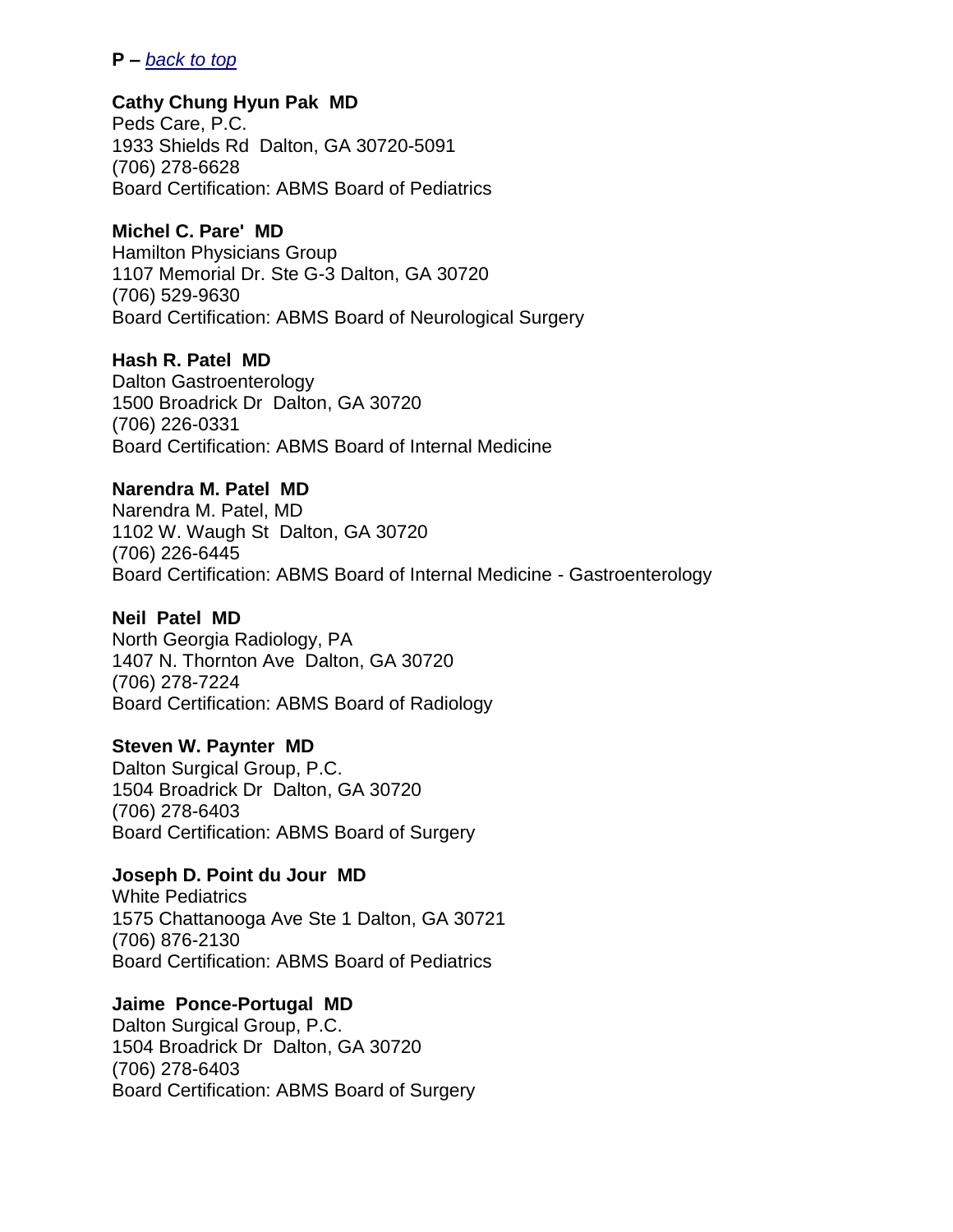**P –** *back to top*

**Cathy Chung Hyun Pak MD**
Peds Care, P.C.
1933 Shields Rd Dalton, GA 30720-5091
(706) 278-6628
Board Certification: ABMS Board of Pediatrics

**Michel C. Pare' MD**
Hamilton Physicians Group
1107 Memorial Dr. Ste G-3 Dalton, GA 30720
(706) 529-9630
Board Certification: ABMS Board of Neurological Surgery

**Hash R. Patel MD**
Dalton Gastroenterology
1500 Broadrick Dr Dalton, GA 30720
(706) 226-0331
Board Certification: ABMS Board of Internal Medicine

**Narendra M. Patel MD**
Narendra M. Patel, MD
1102 W. Waugh St Dalton, GA 30720
(706) 226-6445
Board Certification: ABMS Board of Internal Medicine - Gastroenterology

**Neil Patel MD**
North Georgia Radiology, PA
1407 N. Thornton Ave Dalton, GA 30720
(706) 278-7224
Board Certification: ABMS Board of Radiology

**Steven W. Paynter MD**
Dalton Surgical Group, P.C.
1504 Broadrick Dr Dalton, GA 30720
(706) 278-6403
Board Certification: ABMS Board of Surgery

**Joseph D. Point du Jour MD**
White Pediatrics
1575 Chattanooga Ave Ste 1 Dalton, GA 30721
(706) 876-2130
Board Certification: ABMS Board of Pediatrics

**Jaime Ponce-Portugal MD**
Dalton Surgical Group, P.C.
1504 Broadrick Dr Dalton, GA 30720
(706) 278-6403
Board Certification: ABMS Board of Surgery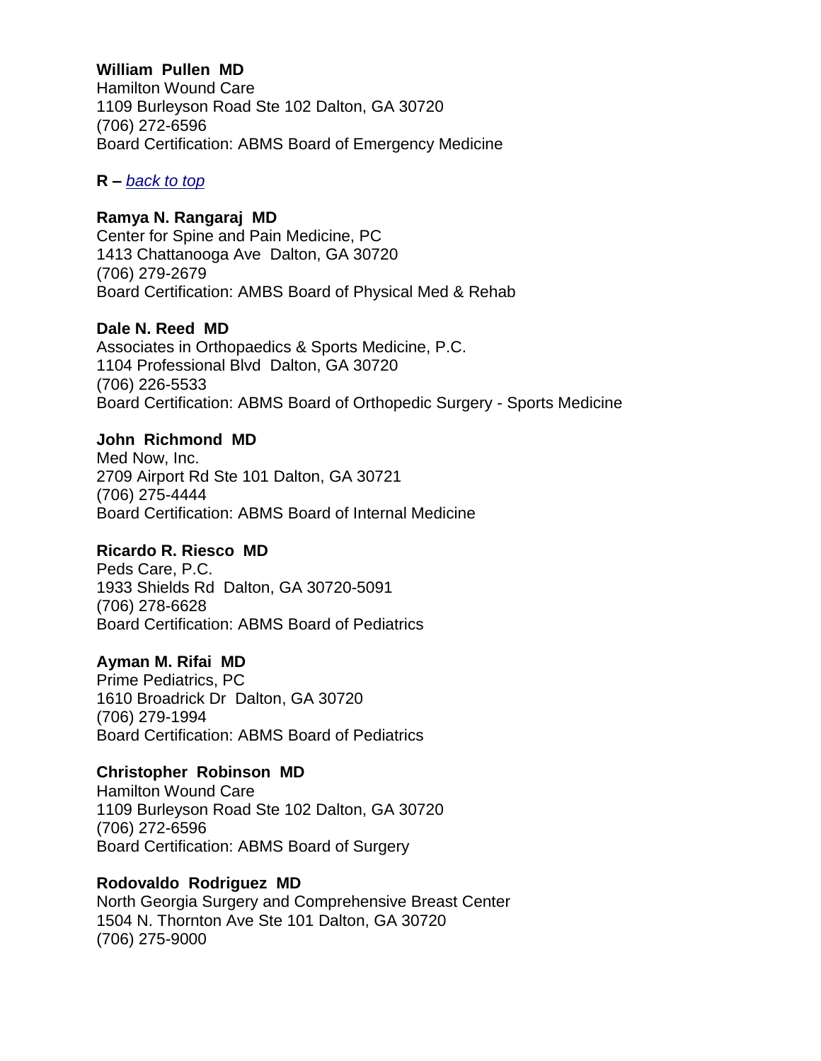**William  Pullen  MD**
Hamilton Wound Care
1109 Burleyson Road Ste 102 Dalton, GA 30720
(706) 272-6596
Board Certification: ABMS Board of Emergency Medicine

**R –** *back to top*

**Ramya N. Rangaraj  MD**
Center for Spine and Pain Medicine, PC
1413 Chattanooga Ave  Dalton, GA 30720
(706) 279-2679
Board Certification: AMBS Board of Physical Med & Rehab

**Dale N. Reed  MD**
Associates in Orthopaedics & Sports Medicine, P.C.
1104 Professional Blvd  Dalton, GA 30720
(706) 226-5533
Board Certification: ABMS Board of Orthopedic Surgery - Sports Medicine

**John  Richmond  MD**
Med Now, Inc.
2709 Airport Rd Ste 101 Dalton, GA 30721
(706) 275-4444
Board Certification: ABMS Board of Internal Medicine

**Ricardo R. Riesco  MD**
Peds Care, P.C.
1933 Shields Rd  Dalton, GA 30720-5091
(706) 278-6628
Board Certification: ABMS Board of Pediatrics

**Ayman M. Rifai  MD**
Prime Pediatrics, PC
1610 Broadrick Dr  Dalton, GA 30720
(706) 279-1994
Board Certification: ABMS Board of Pediatrics

**Christopher  Robinson  MD**
Hamilton Wound Care
1109 Burleyson Road Ste 102 Dalton, GA 30720
(706) 272-6596
Board Certification: ABMS Board of Surgery

**Rodovaldo  Rodriguez  MD**
North Georgia Surgery and Comprehensive Breast Center
1504 N. Thornton Ave Ste 101 Dalton, GA 30720
(706) 275-9000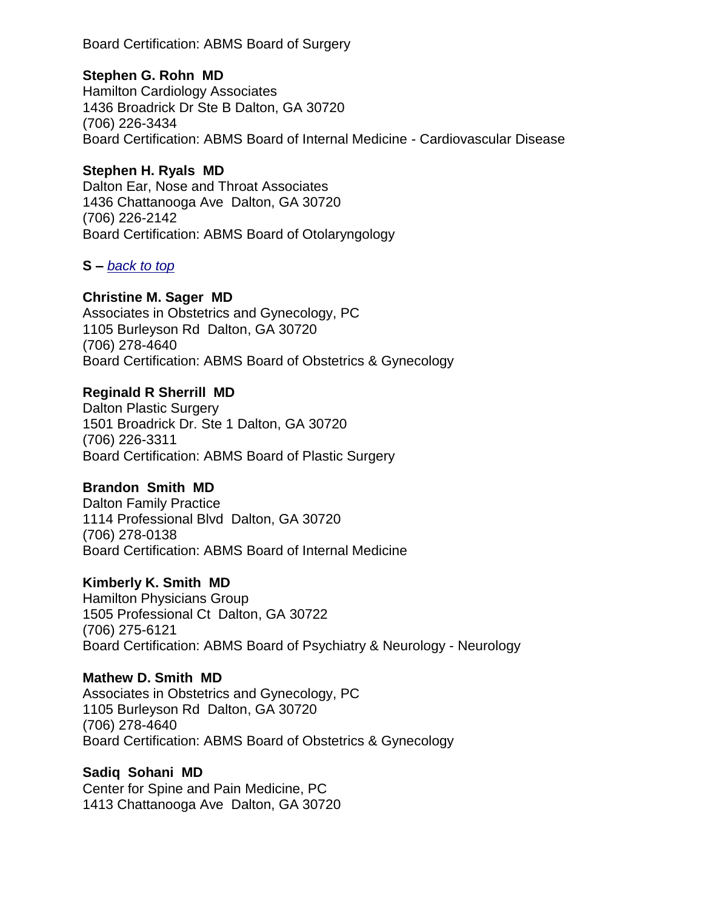Board Certification: ABMS Board of Surgery

**Stephen G. Rohn  MD**
Hamilton Cardiology Associates
1436 Broadrick Dr Ste B Dalton, GA 30720
(706) 226-3434
Board Certification: ABMS Board of Internal Medicine - Cardiovascular Disease

**Stephen H. Ryals  MD**
Dalton Ear, Nose and Throat Associates
1436 Chattanooga Ave  Dalton, GA 30720
(706) 226-2142
Board Certification: ABMS Board of Otolaryngology

**S –** *back to top*

**Christine M. Sager  MD**
Associates in Obstetrics and Gynecology, PC
1105 Burleyson Rd  Dalton, GA 30720
(706) 278-4640
Board Certification: ABMS Board of Obstetrics & Gynecology

**Reginald R Sherrill  MD**
Dalton Plastic Surgery
1501 Broadrick Dr. Ste 1 Dalton, GA 30720
(706) 226-3311
Board Certification: ABMS Board of Plastic Surgery

**Brandon  Smith  MD**
Dalton Family Practice
1114 Professional Blvd  Dalton, GA 30720
(706) 278-0138
Board Certification: ABMS Board of Internal Medicine

**Kimberly K. Smith  MD**
Hamilton Physicians Group
1505 Professional Ct  Dalton, GA 30722
(706) 275-6121
Board Certification: ABMS Board of Psychiatry & Neurology - Neurology

**Mathew D. Smith  MD**
Associates in Obstetrics and Gynecology, PC
1105 Burleyson Rd  Dalton, GA 30720
(706) 278-4640
Board Certification: ABMS Board of Obstetrics & Gynecology

**Sadiq  Sohani  MD**
Center for Spine and Pain Medicine, PC
1413 Chattanooga Ave  Dalton, GA 30720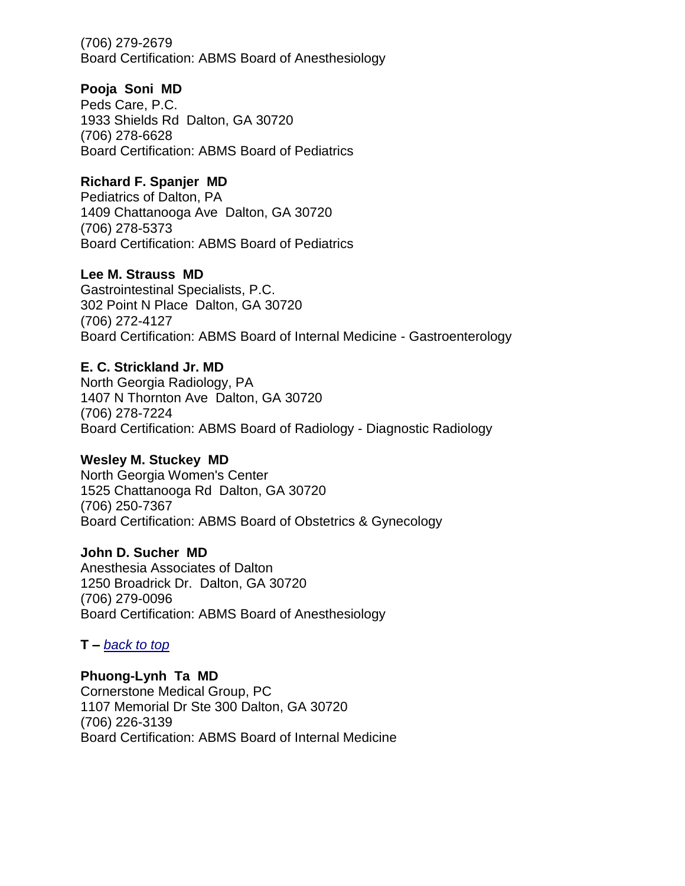(706) 279-2679
Board Certification: ABMS Board of Anesthesiology

**Pooja Soni MD**
Peds Care, P.C.
1933 Shields Rd Dalton, GA 30720
(706) 278-6628
Board Certification: ABMS Board of Pediatrics

**Richard F. Spanjer MD**
Pediatrics of Dalton, PA
1409 Chattanooga Ave Dalton, GA 30720
(706) 278-5373
Board Certification: ABMS Board of Pediatrics

**Lee M. Strauss MD**
Gastrointestinal Specialists, P.C.
302 Point N Place Dalton, GA 30720
(706) 272-4127
Board Certification: ABMS Board of Internal Medicine - Gastroenterology

**E. C. Strickland Jr. MD**
North Georgia Radiology, PA
1407 N Thornton Ave Dalton, GA 30720
(706) 278-7224
Board Certification: ABMS Board of Radiology - Diagnostic Radiology

**Wesley M. Stuckey MD**
North Georgia Women's Center
1525 Chattanooga Rd Dalton, GA 30720
(706) 250-7367
Board Certification: ABMS Board of Obstetrics & Gynecology

**John D. Sucher MD**
Anesthesia Associates of Dalton
1250 Broadrick Dr. Dalton, GA 30720
(706) 279-0096
Board Certification: ABMS Board of Anesthesiology

**T –** *back to top*

**Phuong-Lynh Ta MD**
Cornerstone Medical Group, PC
1107 Memorial Dr Ste 300 Dalton, GA 30720
(706) 226-3139
Board Certification: ABMS Board of Internal Medicine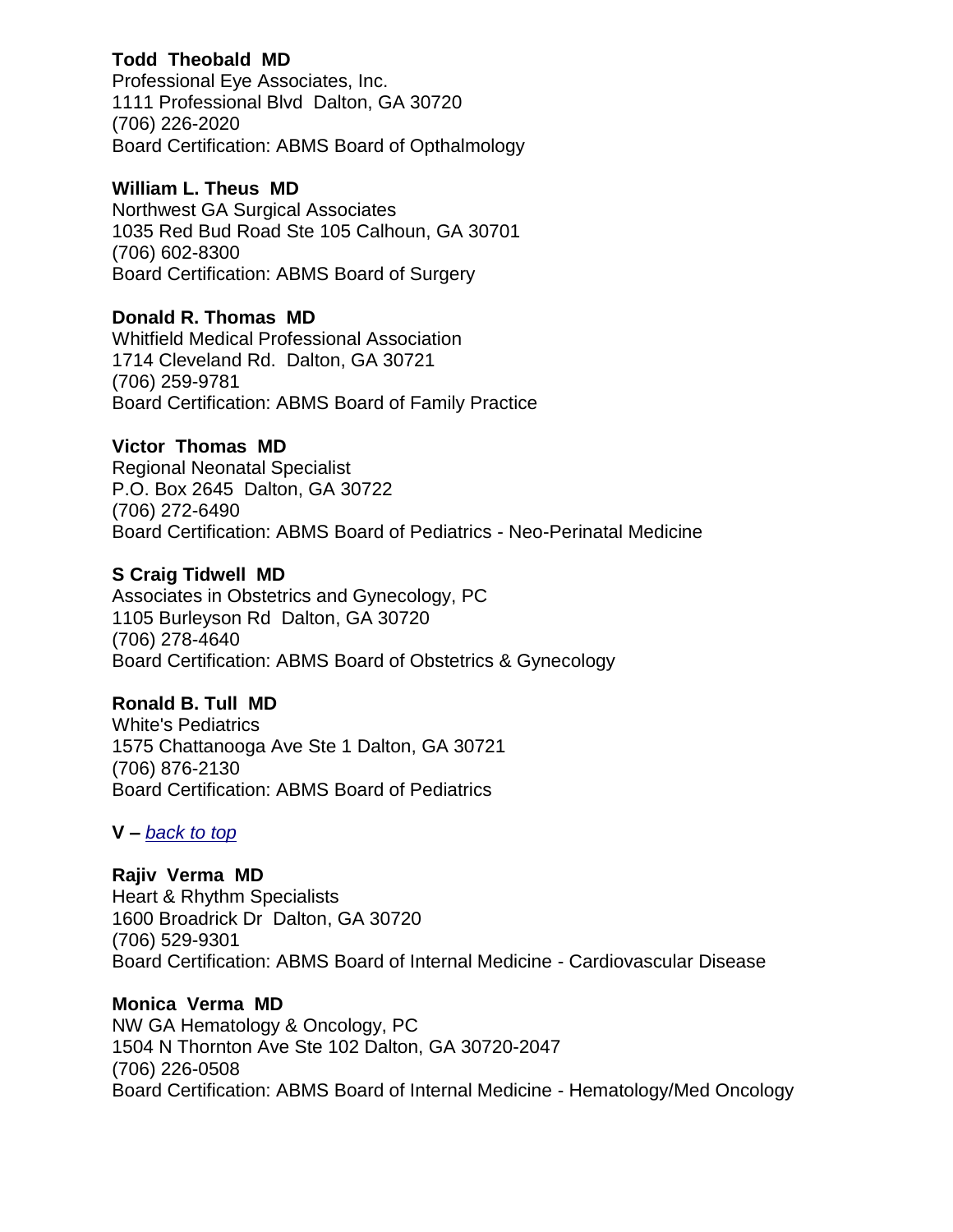**Todd Theobald MD**
Professional Eye Associates, Inc.
1111 Professional Blvd Dalton, GA 30720
(706) 226-2020
Board Certification: ABMS Board of Opthalmology

**William L. Theus MD**
Northwest GA Surgical Associates
1035 Red Bud Road Ste 105 Calhoun, GA 30701
(706) 602-8300
Board Certification: ABMS Board of Surgery

**Donald R. Thomas MD**
Whitfield Medical Professional Association
1714 Cleveland Rd. Dalton, GA 30721
(706) 259-9781
Board Certification: ABMS Board of Family Practice

**Victor Thomas MD**
Regional Neonatal Specialist
P.O. Box 2645 Dalton, GA 30722
(706) 272-6490
Board Certification: ABMS Board of Pediatrics - Neo-Perinatal Medicine

**S Craig Tidwell MD**
Associates in Obstetrics and Gynecology, PC
1105 Burleyson Rd Dalton, GA 30720
(706) 278-4640
Board Certification: ABMS Board of Obstetrics & Gynecology

**Ronald B. Tull MD**
White's Pediatrics
1575 Chattanooga Ave Ste 1 Dalton, GA 30721
(706) 876-2130
Board Certification: ABMS Board of Pediatrics

**V –** *back to top*

**Rajiv Verma MD**
Heart & Rhythm Specialists
1600 Broadrick Dr Dalton, GA 30720
(706) 529-9301
Board Certification: ABMS Board of Internal Medicine - Cardiovascular Disease

**Monica Verma MD**
NW GA Hematology & Oncology, PC
1504 N Thornton Ave Ste 102 Dalton, GA 30720-2047
(706) 226-0508
Board Certification: ABMS Board of Internal Medicine - Hematology/Med Oncology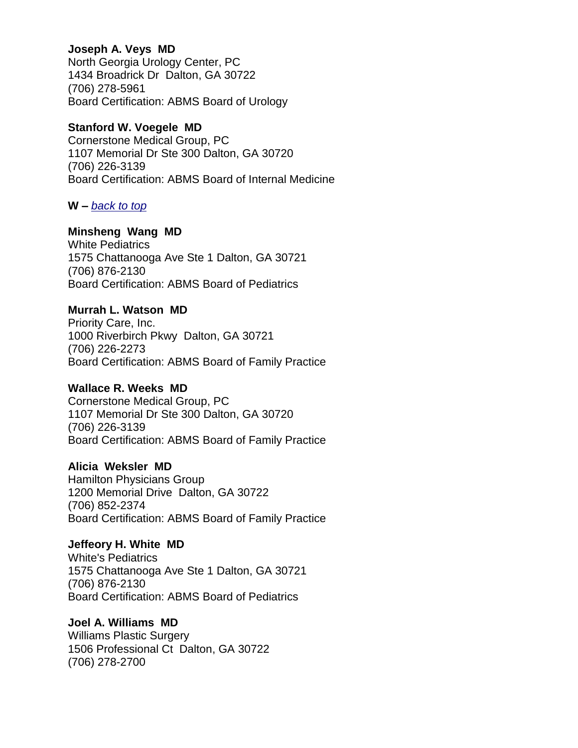**Joseph A. Veys MD**
North Georgia Urology Center, PC
1434 Broadrick Dr Dalton, GA 30722
(706) 278-5961
Board Certification: ABMS Board of Urology

**Stanford W. Voegele MD**
Cornerstone Medical Group, PC
1107 Memorial Dr Ste 300 Dalton, GA 30720
(706) 226-3139
Board Certification: ABMS Board of Internal Medicine

**W –** *back to top*

**Minsheng Wang MD**
White Pediatrics
1575 Chattanooga Ave Ste 1 Dalton, GA 30721
(706) 876-2130
Board Certification: ABMS Board of Pediatrics

**Murrah L. Watson MD**
Priority Care, Inc.
1000 Riverbirch Pkwy Dalton, GA 30721
(706) 226-2273
Board Certification: ABMS Board of Family Practice

**Wallace R. Weeks MD**
Cornerstone Medical Group, PC
1107 Memorial Dr Ste 300 Dalton, GA 30720
(706) 226-3139
Board Certification: ABMS Board of Family Practice

**Alicia Weksler MD**
Hamilton Physicians Group
1200 Memorial Drive Dalton, GA 30722
(706) 852-2374
Board Certification: ABMS Board of Family Practice

**Jeffeory H. White MD**
White's Pediatrics
1575 Chattanooga Ave Ste 1 Dalton, GA 30721
(706) 876-2130
Board Certification: ABMS Board of Pediatrics

**Joel A. Williams MD**
Williams Plastic Surgery
1506 Professional Ct Dalton, GA 30722
(706) 278-2700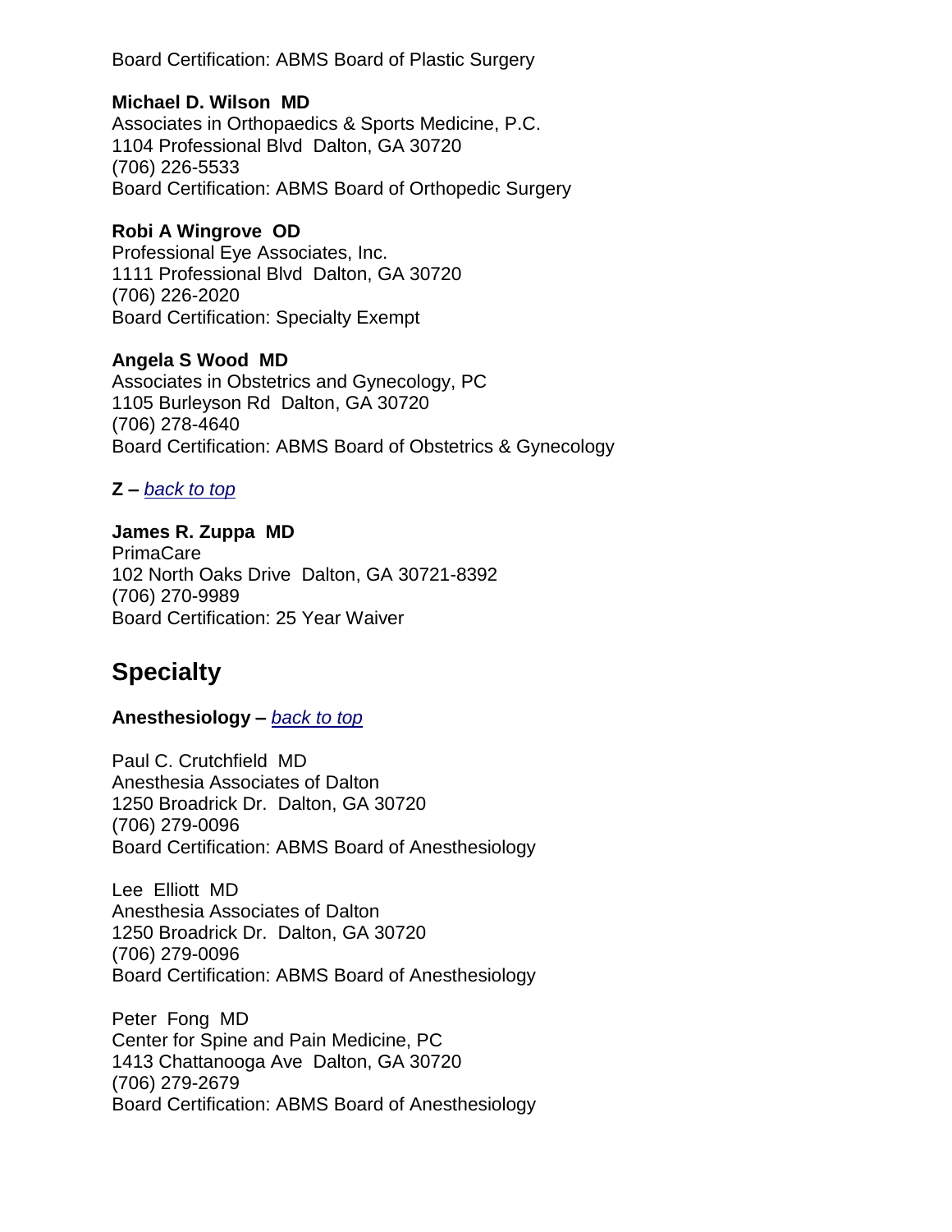Board Certification: ABMS Board of Plastic Surgery

**Michael D. Wilson MD**
Associates in Orthopaedics & Sports Medicine, P.C.
1104 Professional Blvd Dalton, GA 30720
(706) 226-5533
Board Certification: ABMS Board of Orthopedic Surgery

**Robi A Wingrove OD**
Professional Eye Associates, Inc.
1111 Professional Blvd Dalton, GA 30720
(706) 226-2020
Board Certification: Specialty Exempt

**Angela S Wood MD**
Associates in Obstetrics and Gynecology, PC
1105 Burleyson Rd Dalton, GA 30720
(706) 278-4640
Board Certification: ABMS Board of Obstetrics & Gynecology

**Z –** *back to top*

**James R. Zuppa MD**
PrimaCare
102 North Oaks Drive Dalton, GA 30721-8392
(706) 270-9989
Board Certification: 25 Year Waiver

## Specialty

**Anesthesiology –** *back to top*

Paul C. Crutchfield MD
Anesthesia Associates of Dalton
1250 Broadrick Dr. Dalton, GA 30720
(706) 279-0096
Board Certification: ABMS Board of Anesthesiology

Lee Elliott MD
Anesthesia Associates of Dalton
1250 Broadrick Dr. Dalton, GA 30720
(706) 279-0096
Board Certification: ABMS Board of Anesthesiology

Peter Fong MD
Center for Spine and Pain Medicine, PC
1413 Chattanooga Ave Dalton, GA 30720
(706) 279-2679
Board Certification: ABMS Board of Anesthesiology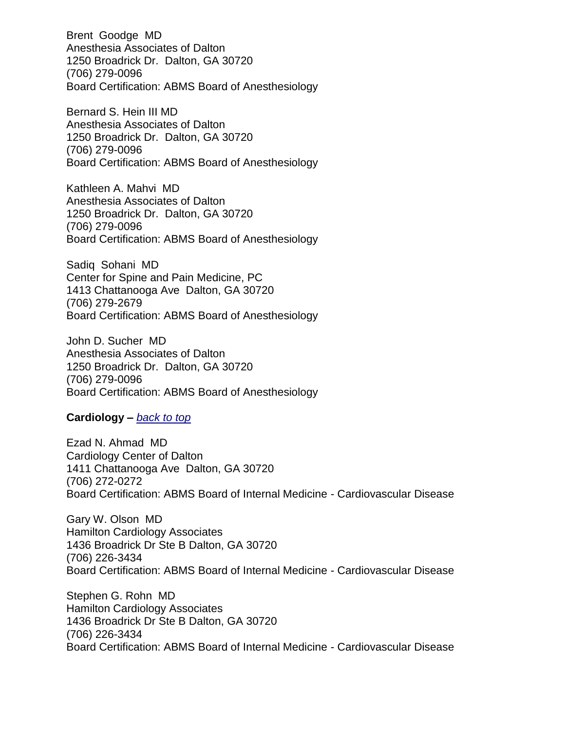Brent Goodge MD
Anesthesia Associates of Dalton
1250 Broadrick Dr. Dalton, GA 30720
(706) 279-0096
Board Certification: ABMS Board of Anesthesiology

Bernard S. Hein III MD
Anesthesia Associates of Dalton
1250 Broadrick Dr. Dalton, GA 30720
(706) 279-0096
Board Certification: ABMS Board of Anesthesiology

Kathleen A. Mahvi MD
Anesthesia Associates of Dalton
1250 Broadrick Dr. Dalton, GA 30720
(706) 279-0096
Board Certification: ABMS Board of Anesthesiology

Sadiq Sohani MD
Center for Spine and Pain Medicine, PC
1413 Chattanooga Ave Dalton, GA 30720
(706) 279-2679
Board Certification: ABMS Board of Anesthesiology

John D. Sucher MD
Anesthesia Associates of Dalton
1250 Broadrick Dr. Dalton, GA 30720
(706) 279-0096
Board Certification: ABMS Board of Anesthesiology

**Cardiology –** *back to top*

Ezad N. Ahmad MD
Cardiology Center of Dalton
1411 Chattanooga Ave Dalton, GA 30720
(706) 272-0272
Board Certification: ABMS Board of Internal Medicine - Cardiovascular Disease

Gary W. Olson MD
Hamilton Cardiology Associates
1436 Broadrick Dr Ste B Dalton, GA 30720
(706) 226-3434
Board Certification: ABMS Board of Internal Medicine - Cardiovascular Disease

Stephen G. Rohn MD
Hamilton Cardiology Associates
1436 Broadrick Dr Ste B Dalton, GA 30720
(706) 226-3434
Board Certification: ABMS Board of Internal Medicine - Cardiovascular Disease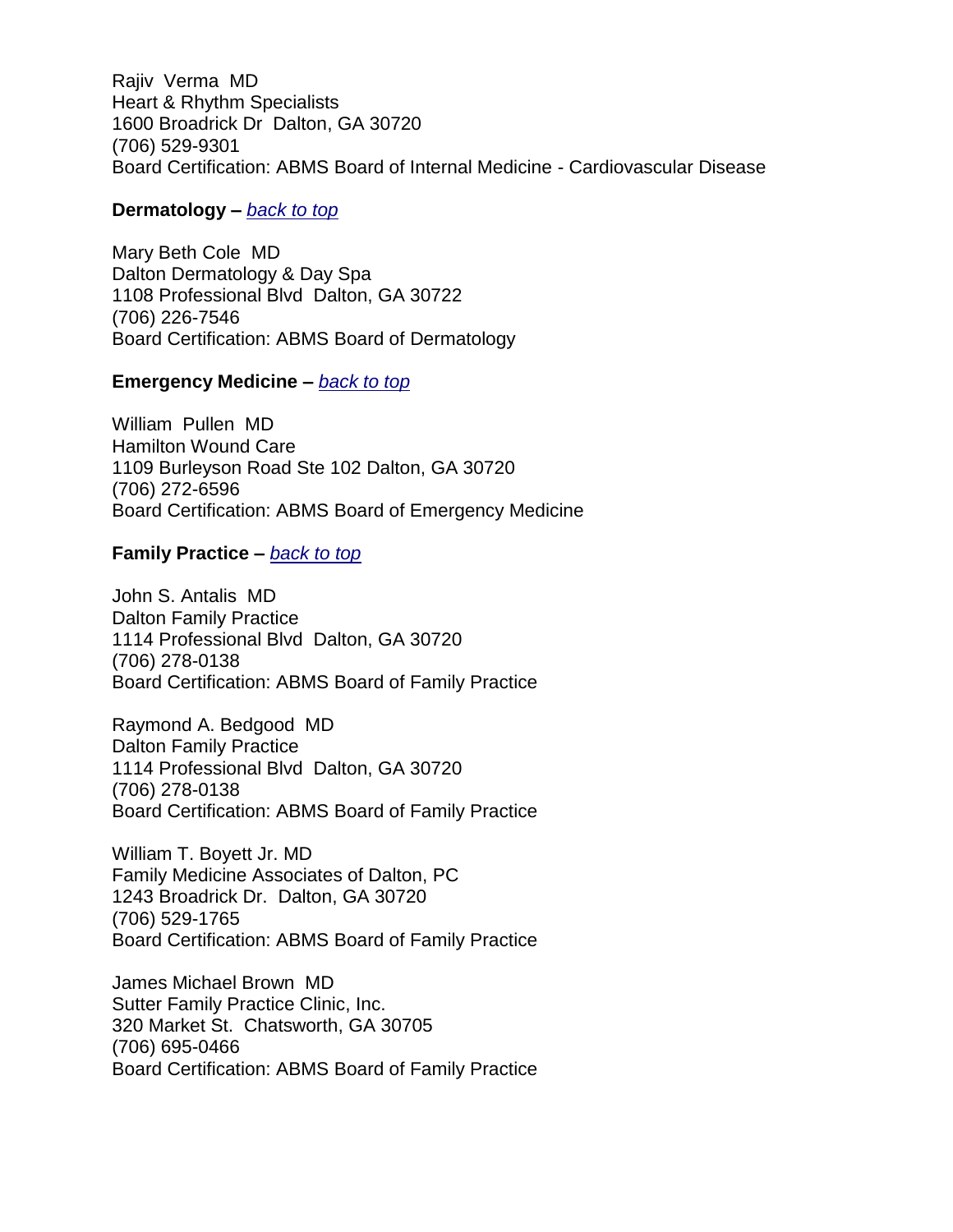Rajiv Verma MD
Heart & Rhythm Specialists
1600 Broadrick Dr Dalton, GA 30720
(706) 529-9301
Board Certification: ABMS Board of Internal Medicine - Cardiovascular Disease

**Dermatology –** *back to top*

Mary Beth Cole MD
Dalton Dermatology & Day Spa
1108 Professional Blvd Dalton, GA 30722
(706) 226-7546
Board Certification: ABMS Board of Dermatology

**Emergency Medicine –** *back to top*

William Pullen MD
Hamilton Wound Care
1109 Burleyson Road Ste 102 Dalton, GA 30720
(706) 272-6596
Board Certification: ABMS Board of Emergency Medicine

**Family Practice –** *back to top*

John S. Antalis MD
Dalton Family Practice
1114 Professional Blvd Dalton, GA 30720
(706) 278-0138
Board Certification: ABMS Board of Family Practice

Raymond A. Bedgood MD
Dalton Family Practice
1114 Professional Blvd Dalton, GA 30720
(706) 278-0138
Board Certification: ABMS Board of Family Practice

William T. Boyett Jr. MD
Family Medicine Associates of Dalton, PC
1243 Broadrick Dr. Dalton, GA 30720
(706) 529-1765
Board Certification: ABMS Board of Family Practice

James Michael Brown MD
Sutter Family Practice Clinic, Inc.
320 Market St. Chatsworth, GA 30705
(706) 695-0466
Board Certification: ABMS Board of Family Practice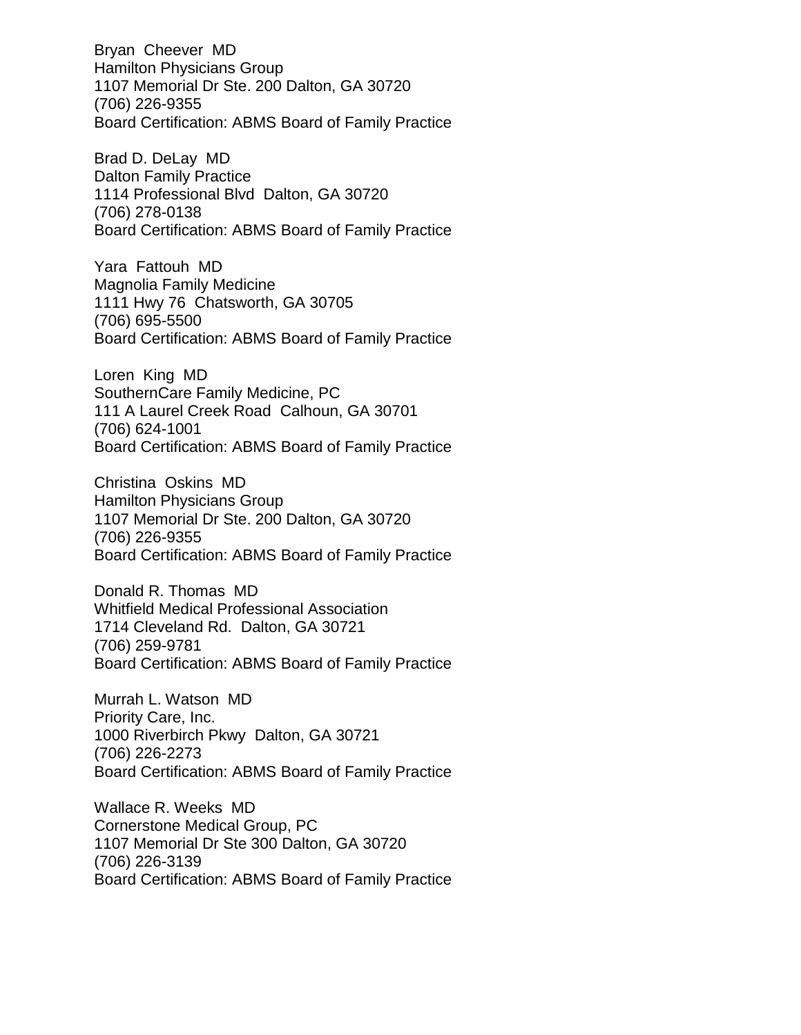Bryan Cheever MD
Hamilton Physicians Group
1107 Memorial Dr Ste. 200 Dalton, GA 30720
(706) 226-9355
Board Certification: ABMS Board of Family Practice

Brad D. DeLay MD
Dalton Family Practice
1114 Professional Blvd Dalton, GA 30720
(706) 278-0138
Board Certification: ABMS Board of Family Practice

Yara Fattouh MD
Magnolia Family Medicine
1111 Hwy 76 Chatsworth, GA 30705
(706) 695-5500
Board Certification: ABMS Board of Family Practice

Loren King MD
SouthernCare Family Medicine, PC
111 A Laurel Creek Road Calhoun, GA 30701
(706) 624-1001
Board Certification: ABMS Board of Family Practice

Christina Oskins MD
Hamilton Physicians Group
1107 Memorial Dr Ste. 200 Dalton, GA 30720
(706) 226-9355
Board Certification: ABMS Board of Family Practice

Donald R. Thomas MD
Whitfield Medical Professional Association
1714 Cleveland Rd. Dalton, GA 30721
(706) 259-9781
Board Certification: ABMS Board of Family Practice

Murrah L. Watson MD
Priority Care, Inc.
1000 Riverbirch Pkwy Dalton, GA 30721
(706) 226-2273
Board Certification: ABMS Board of Family Practice

Wallace R. Weeks MD
Cornerstone Medical Group, PC
1107 Memorial Dr Ste 300 Dalton, GA 30720
(706) 226-3139
Board Certification: ABMS Board of Family Practice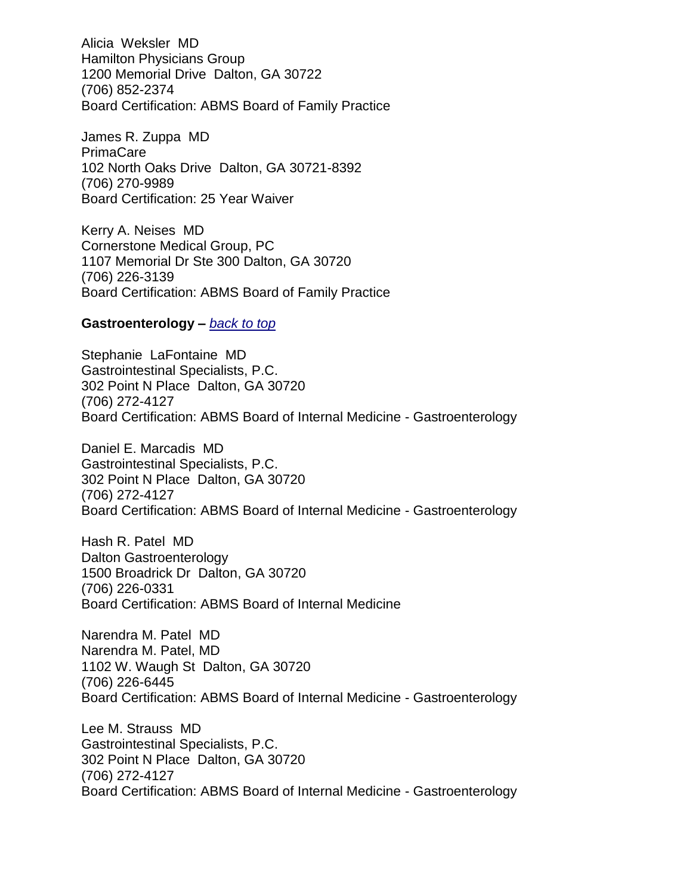Alicia Weksler MD
Hamilton Physicians Group
1200 Memorial Drive Dalton, GA 30722
(706) 852-2374
Board Certification: ABMS Board of Family Practice

James R. Zuppa MD
PrimaCare
102 North Oaks Drive Dalton, GA 30721-8392
(706) 270-9989
Board Certification: 25 Year Waiver

Kerry A. Neises MD
Cornerstone Medical Group, PC
1107 Memorial Dr Ste 300 Dalton, GA 30720
(706) 226-3139
Board Certification: ABMS Board of Family Practice

**Gastroenterology –** *back to top*

Stephanie LaFontaine MD
Gastrointestinal Specialists, P.C.
302 Point N Place Dalton, GA 30720
(706) 272-4127
Board Certification: ABMS Board of Internal Medicine - Gastroenterology

Daniel E. Marcadis MD
Gastrointestinal Specialists, P.C.
302 Point N Place Dalton, GA 30720
(706) 272-4127
Board Certification: ABMS Board of Internal Medicine - Gastroenterology

Hash R. Patel MD
Dalton Gastroenterology
1500 Broadrick Dr Dalton, GA 30720
(706) 226-0331
Board Certification: ABMS Board of Internal Medicine

Narendra M. Patel MD
Narendra M. Patel, MD
1102 W. Waugh St Dalton, GA 30720
(706) 226-6445
Board Certification: ABMS Board of Internal Medicine - Gastroenterology

Lee M. Strauss MD
Gastrointestinal Specialists, P.C.
302 Point N Place Dalton, GA 30720
(706) 272-4127
Board Certification: ABMS Board of Internal Medicine - Gastroenterology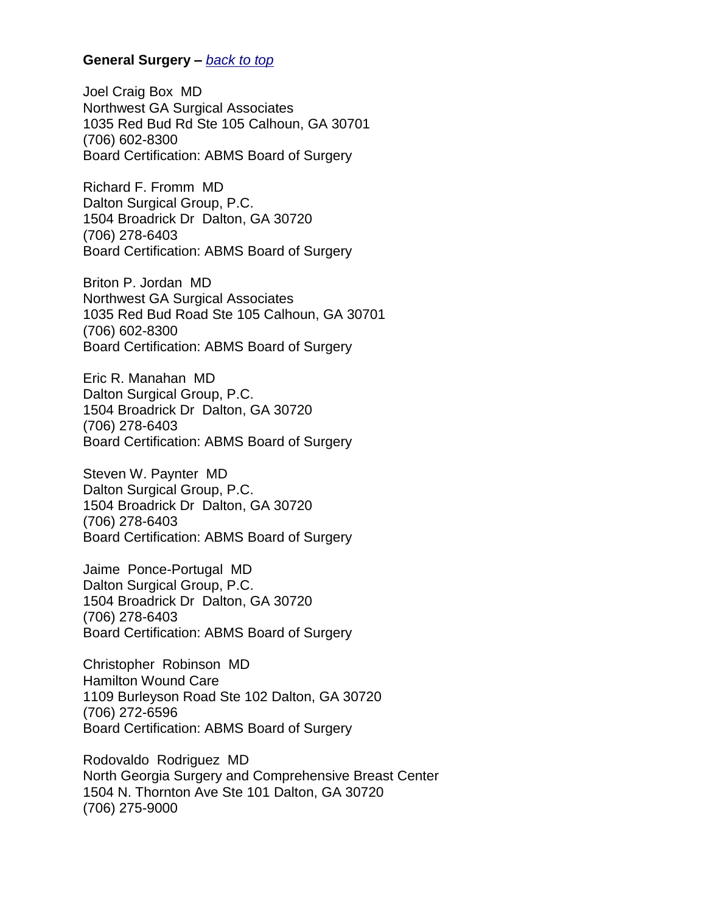**General Surgery –** *back to top*

Joel Craig Box MD
Northwest GA Surgical Associates
1035 Red Bud Rd Ste 105 Calhoun, GA 30701
(706) 602-8300
Board Certification: ABMS Board of Surgery

Richard F. Fromm MD
Dalton Surgical Group, P.C.
1504 Broadrick Dr Dalton, GA 30720
(706) 278-6403
Board Certification: ABMS Board of Surgery

Briton P. Jordan MD
Northwest GA Surgical Associates
1035 Red Bud Road Ste 105 Calhoun, GA 30701
(706) 602-8300
Board Certification: ABMS Board of Surgery

Eric R. Manahan MD
Dalton Surgical Group, P.C.
1504 Broadrick Dr Dalton, GA 30720
(706) 278-6403
Board Certification: ABMS Board of Surgery

Steven W. Paynter MD
Dalton Surgical Group, P.C.
1504 Broadrick Dr Dalton, GA 30720
(706) 278-6403
Board Certification: ABMS Board of Surgery

Jaime Ponce-Portugal MD
Dalton Surgical Group, P.C.
1504 Broadrick Dr Dalton, GA 30720
(706) 278-6403
Board Certification: ABMS Board of Surgery

Christopher Robinson MD
Hamilton Wound Care
1109 Burleyson Road Ste 102 Dalton, GA 30720
(706) 272-6596
Board Certification: ABMS Board of Surgery

Rodovaldo Rodriguez MD
North Georgia Surgery and Comprehensive Breast Center
1504 N. Thornton Ave Ste 101 Dalton, GA 30720
(706) 275-9000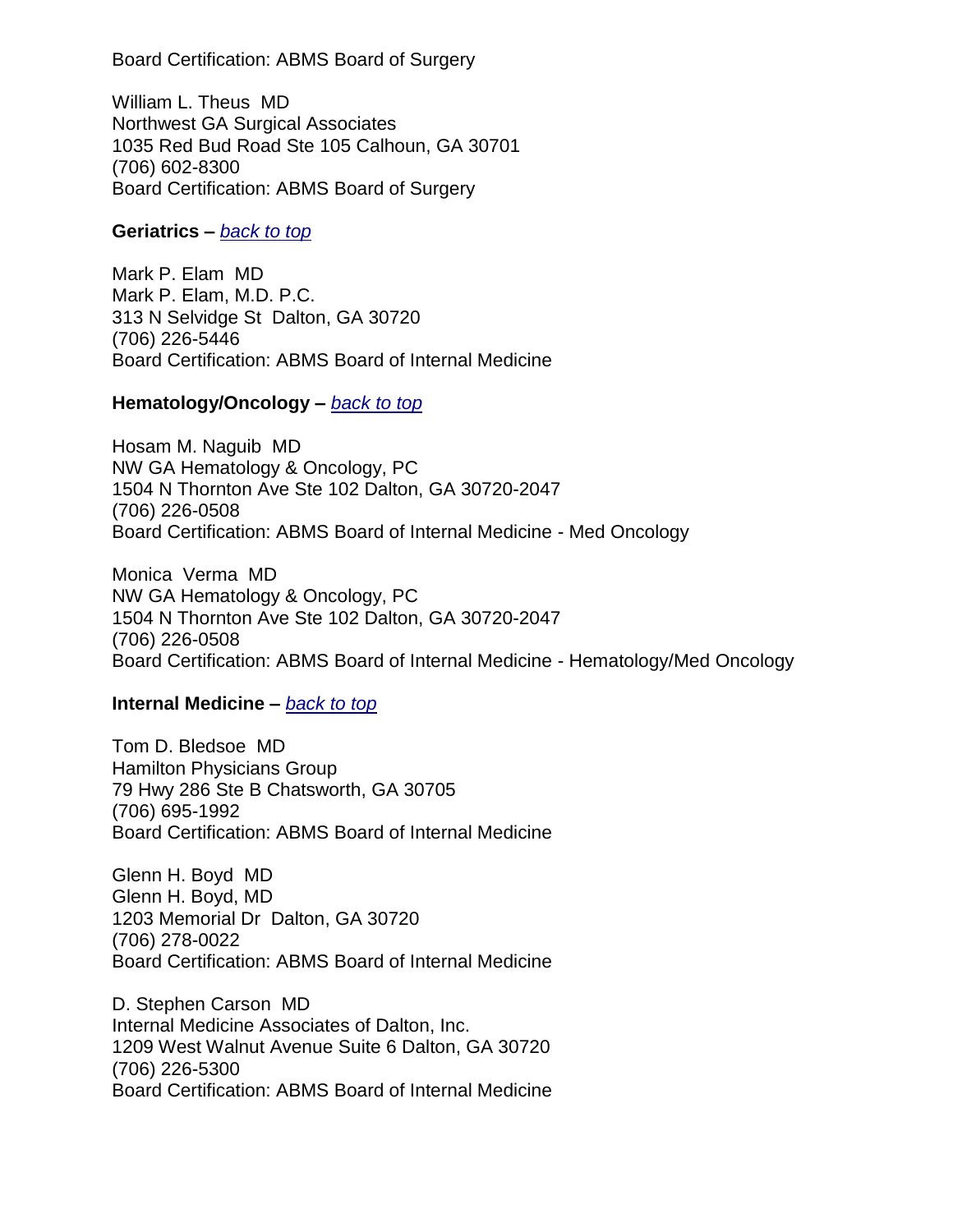Board Certification: ABMS Board of Surgery

William L. Theus MD
Northwest GA Surgical Associates
1035 Red Bud Road Ste 105 Calhoun, GA 30701
(706) 602-8300
Board Certification: ABMS Board of Surgery

**Geriatrics –** *back to top*

Mark P. Elam MD
Mark P. Elam, M.D. P.C.
313 N Selvidge St Dalton, GA 30720
(706) 226-5446
Board Certification: ABMS Board of Internal Medicine

**Hematology/Oncology –** *back to top*

Hosam M. Naguib MD
NW GA Hematology & Oncology, PC
1504 N Thornton Ave Ste 102 Dalton, GA 30720-2047
(706) 226-0508
Board Certification: ABMS Board of Internal Medicine - Med Oncology

Monica Verma MD
NW GA Hematology & Oncology, PC
1504 N Thornton Ave Ste 102 Dalton, GA 30720-2047
(706) 226-0508
Board Certification: ABMS Board of Internal Medicine - Hematology/Med Oncology

**Internal Medicine –** *back to top*

Tom D. Bledsoe MD
Hamilton Physicians Group
79 Hwy 286 Ste B Chatsworth, GA 30705
(706) 695-1992
Board Certification: ABMS Board of Internal Medicine

Glenn H. Boyd MD
Glenn H. Boyd, MD
1203 Memorial Dr Dalton, GA 30720
(706) 278-0022
Board Certification: ABMS Board of Internal Medicine

D. Stephen Carson MD
Internal Medicine Associates of Dalton, Inc.
1209 West Walnut Avenue Suite 6 Dalton, GA 30720
(706) 226-5300
Board Certification: ABMS Board of Internal Medicine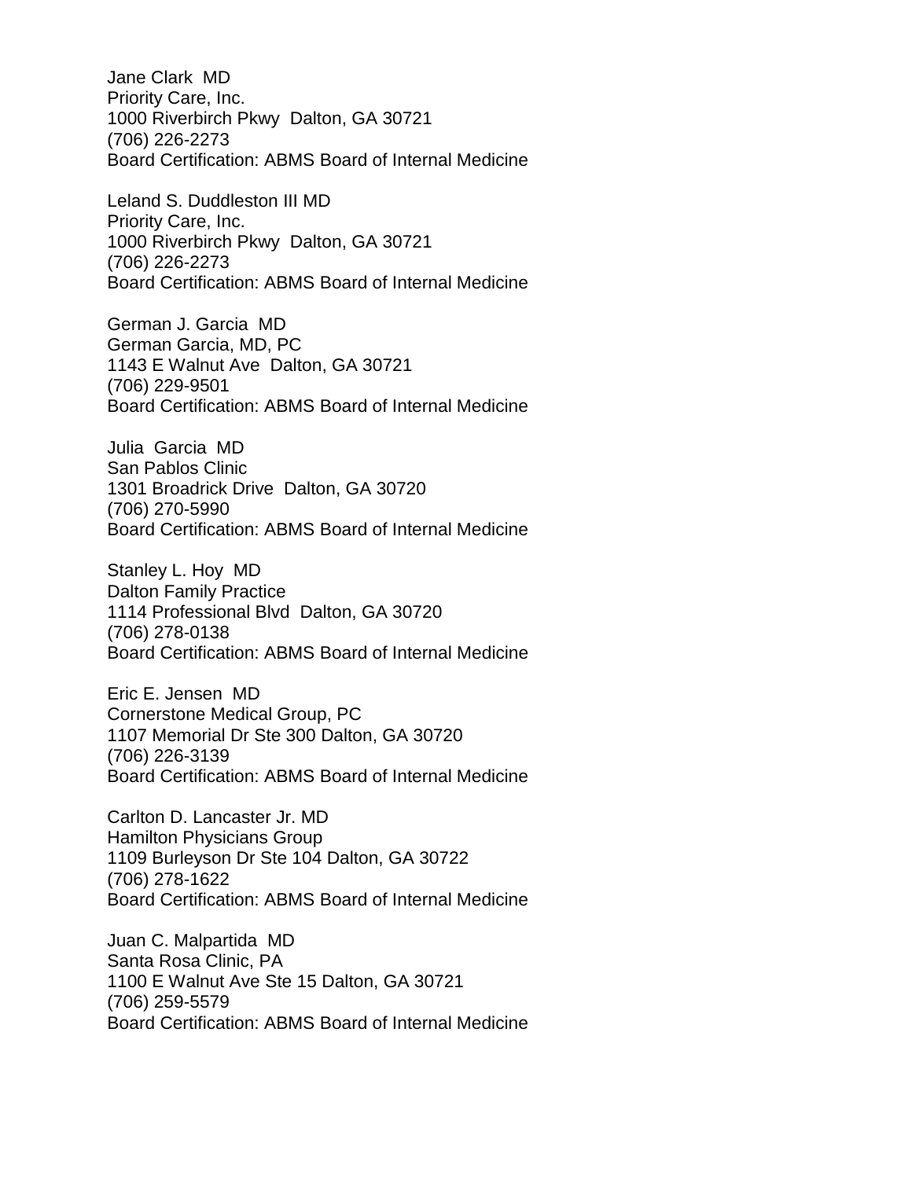Jane Clark  MD
Priority Care, Inc.
1000 Riverbirch Pkwy  Dalton, GA 30721
(706) 226-2273
Board Certification: ABMS Board of Internal Medicine

Leland S. Duddleston III MD
Priority Care, Inc.
1000 Riverbirch Pkwy  Dalton, GA 30721
(706) 226-2273
Board Certification: ABMS Board of Internal Medicine

German J. Garcia  MD
German Garcia, MD, PC
1143 E Walnut Ave  Dalton, GA 30721
(706) 229-9501
Board Certification: ABMS Board of Internal Medicine

Julia  Garcia  MD
San Pablos Clinic
1301 Broadrick Drive  Dalton, GA 30720
(706) 270-5990
Board Certification: ABMS Board of Internal Medicine

Stanley L. Hoy  MD
Dalton Family Practice
1114 Professional Blvd  Dalton, GA 30720
(706) 278-0138
Board Certification: ABMS Board of Internal Medicine

Eric E. Jensen  MD
Cornerstone Medical Group, PC
1107 Memorial Dr Ste 300 Dalton, GA 30720
(706) 226-3139
Board Certification: ABMS Board of Internal Medicine

Carlton D. Lancaster Jr. MD
Hamilton Physicians Group
1109 Burleyson Dr Ste 104 Dalton, GA 30722
(706) 278-1622
Board Certification: ABMS Board of Internal Medicine

Juan C. Malpartida  MD
Santa Rosa Clinic, PA
1100 E Walnut Ave Ste 15 Dalton, GA 30721
(706) 259-5579
Board Certification: ABMS Board of Internal Medicine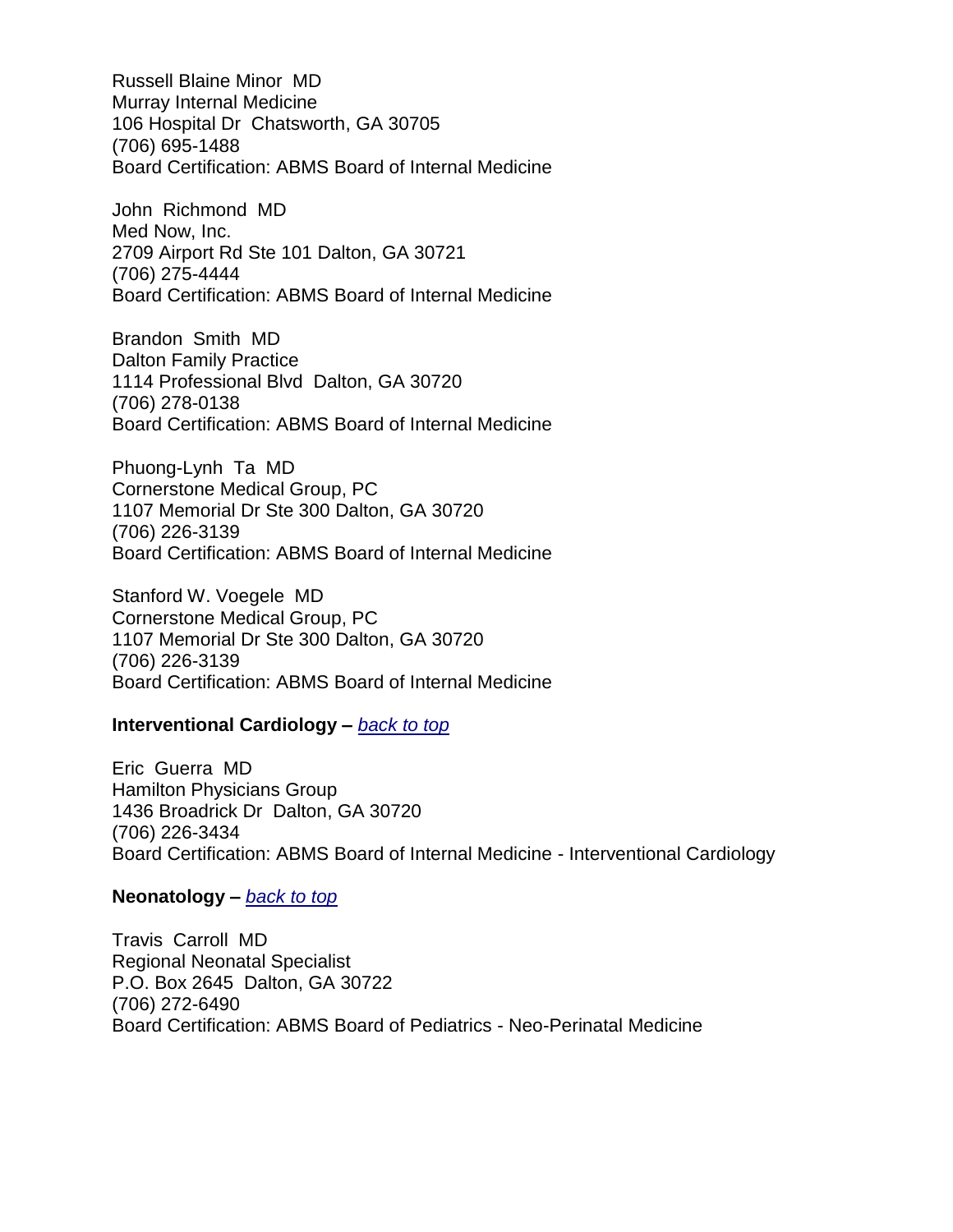Russell Blaine Minor MD
Murray Internal Medicine
106 Hospital Dr Chatsworth, GA 30705
(706) 695-1488
Board Certification: ABMS Board of Internal Medicine

John Richmond MD
Med Now, Inc.
2709 Airport Rd Ste 101 Dalton, GA 30721
(706) 275-4444
Board Certification: ABMS Board of Internal Medicine

Brandon Smith MD
Dalton Family Practice
1114 Professional Blvd Dalton, GA 30720
(706) 278-0138
Board Certification: ABMS Board of Internal Medicine

Phuong-Lynh Ta MD
Cornerstone Medical Group, PC
1107 Memorial Dr Ste 300 Dalton, GA 30720
(706) 226-3139
Board Certification: ABMS Board of Internal Medicine

Stanford W. Voegele MD
Cornerstone Medical Group, PC
1107 Memorial Dr Ste 300 Dalton, GA 30720
(706) 226-3139
Board Certification: ABMS Board of Internal Medicine

**Interventional Cardiology –** *back to top*

Eric Guerra MD
Hamilton Physicians Group
1436 Broadrick Dr Dalton, GA 30720
(706) 226-3434
Board Certification: ABMS Board of Internal Medicine - Interventional Cardiology

**Neonatology –** *back to top*

Travis Carroll MD
Regional Neonatal Specialist
P.O. Box 2645 Dalton, GA 30722
(706) 272-6490
Board Certification: ABMS Board of Pediatrics - Neo-Perinatal Medicine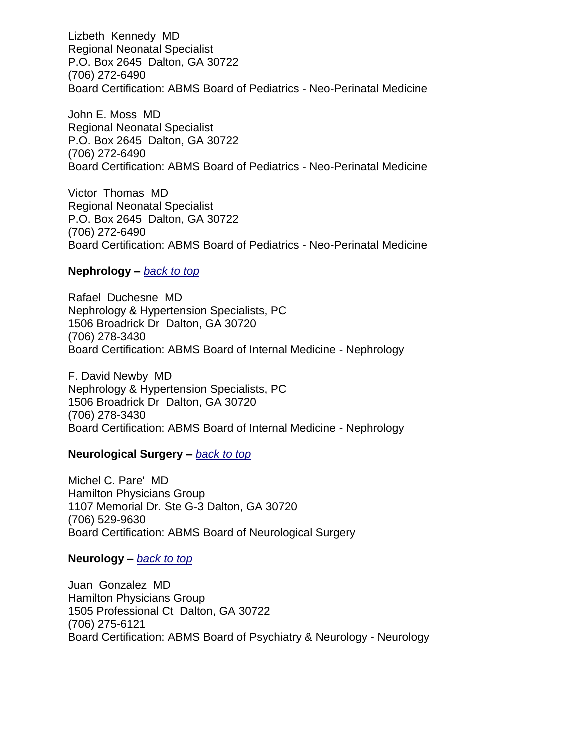Lizbeth Kennedy MD
Regional Neonatal Specialist
P.O. Box 2645 Dalton, GA 30722
(706) 272-6490
Board Certification: ABMS Board of Pediatrics - Neo-Perinatal Medicine

John E. Moss MD
Regional Neonatal Specialist
P.O. Box 2645 Dalton, GA 30722
(706) 272-6490
Board Certification: ABMS Board of Pediatrics - Neo-Perinatal Medicine

Victor Thomas MD
Regional Neonatal Specialist
P.O. Box 2645 Dalton, GA 30722
(706) 272-6490
Board Certification: ABMS Board of Pediatrics - Neo-Perinatal Medicine

**Nephrology –** *back to top*

Rafael Duchesne MD
Nephrology & Hypertension Specialists, PC
1506 Broadrick Dr Dalton, GA 30720
(706) 278-3430
Board Certification: ABMS Board of Internal Medicine - Nephrology

F. David Newby MD
Nephrology & Hypertension Specialists, PC
1506 Broadrick Dr Dalton, GA 30720
(706) 278-3430
Board Certification: ABMS Board of Internal Medicine - Nephrology

**Neurological Surgery –** *back to top*

Michel C. Pare' MD
Hamilton Physicians Group
1107 Memorial Dr. Ste G-3 Dalton, GA 30720
(706) 529-9630
Board Certification: ABMS Board of Neurological Surgery

**Neurology –** *back to top*

Juan Gonzalez MD
Hamilton Physicians Group
1505 Professional Ct Dalton, GA 30722
(706) 275-6121
Board Certification: ABMS Board of Psychiatry & Neurology - Neurology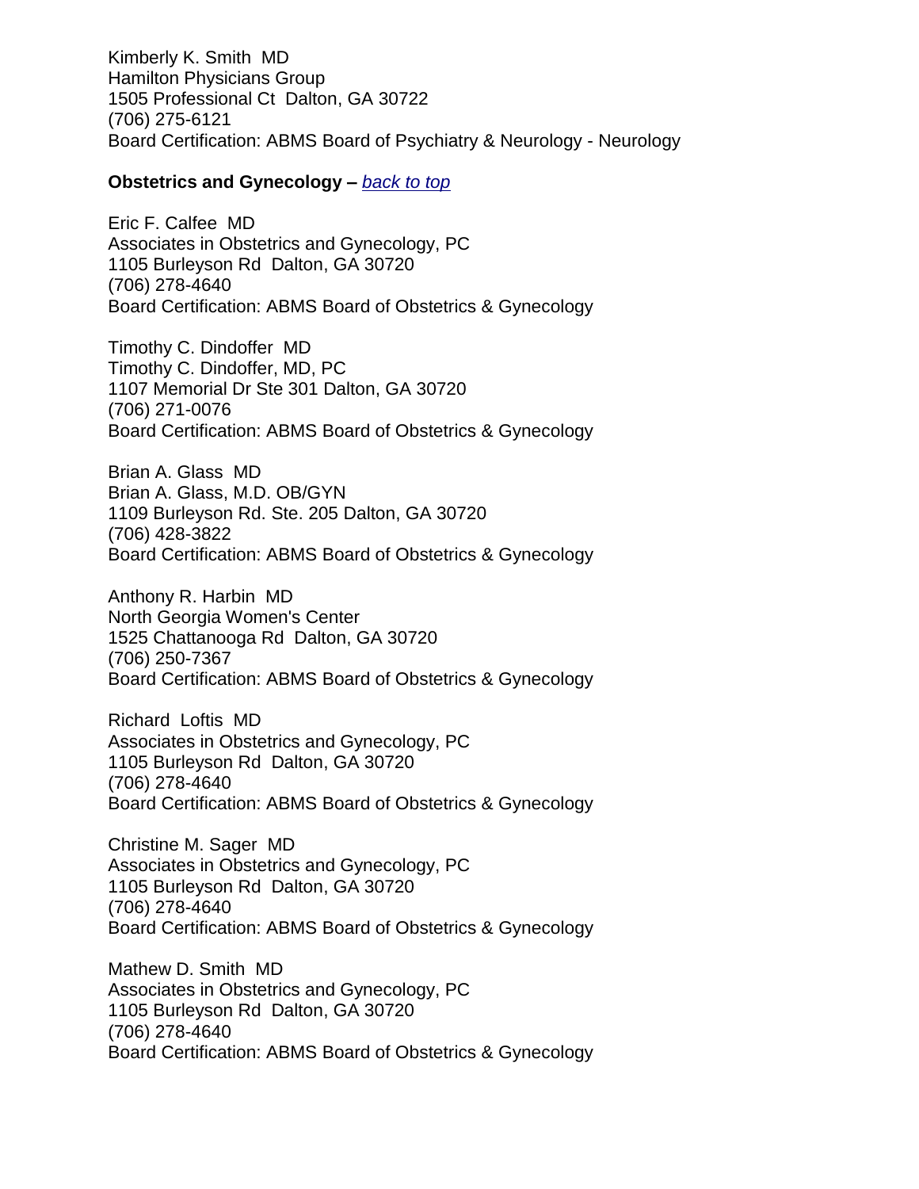Kimberly K. Smith  MD
Hamilton Physicians Group
1505 Professional Ct  Dalton, GA 30722
(706) 275-6121
Board Certification: ABMS Board of Psychiatry & Neurology - Neurology

**Obstetrics and Gynecology –** *back to top*

Eric F. Calfee  MD
Associates in Obstetrics and Gynecology, PC
1105 Burleyson Rd  Dalton, GA 30720
(706) 278-4640
Board Certification: ABMS Board of Obstetrics & Gynecology

Timothy C. Dindoffer  MD
Timothy C. Dindoffer, MD, PC
1107 Memorial Dr Ste 301 Dalton, GA 30720
(706) 271-0076
Board Certification: ABMS Board of Obstetrics & Gynecology

Brian A. Glass  MD
Brian A. Glass, M.D. OB/GYN
1109 Burleyson Rd. Ste. 205 Dalton, GA 30720
(706) 428-3822
Board Certification: ABMS Board of Obstetrics & Gynecology

Anthony R. Harbin  MD
North Georgia Women's Center
1525 Chattanooga Rd  Dalton, GA 30720
(706) 250-7367
Board Certification: ABMS Board of Obstetrics & Gynecology

Richard  Loftis  MD
Associates in Obstetrics and Gynecology, PC
1105 Burleyson Rd  Dalton, GA 30720
(706) 278-4640
Board Certification: ABMS Board of Obstetrics & Gynecology

Christine M. Sager  MD
Associates in Obstetrics and Gynecology, PC
1105 Burleyson Rd  Dalton, GA 30720
(706) 278-4640
Board Certification: ABMS Board of Obstetrics & Gynecology

Mathew D. Smith  MD
Associates in Obstetrics and Gynecology, PC
1105 Burleyson Rd  Dalton, GA 30720
(706) 278-4640
Board Certification: ABMS Board of Obstetrics & Gynecology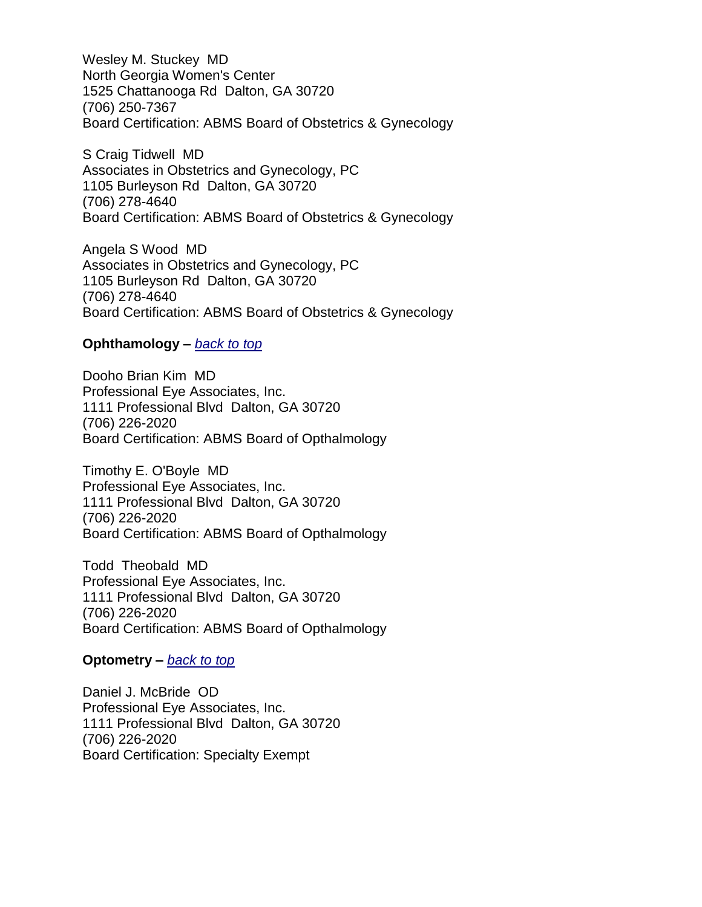Wesley M. Stuckey MD
North Georgia Women's Center
1525 Chattanooga Rd Dalton, GA 30720
(706) 250-7367
Board Certification: ABMS Board of Obstetrics & Gynecology

S Craig Tidwell MD
Associates in Obstetrics and Gynecology, PC
1105 Burleyson Rd Dalton, GA 30720
(706) 278-4640
Board Certification: ABMS Board of Obstetrics & Gynecology

Angela S Wood MD
Associates in Obstetrics and Gynecology, PC
1105 Burleyson Rd Dalton, GA 30720
(706) 278-4640
Board Certification: ABMS Board of Obstetrics & Gynecology

**Ophthamology –** *back to top*

Dooho Brian Kim MD
Professional Eye Associates, Inc.
1111 Professional Blvd Dalton, GA 30720
(706) 226-2020
Board Certification: ABMS Board of Opthalmology

Timothy E. O'Boyle MD
Professional Eye Associates, Inc.
1111 Professional Blvd Dalton, GA 30720
(706) 226-2020
Board Certification: ABMS Board of Opthalmology

Todd Theobald MD
Professional Eye Associates, Inc.
1111 Professional Blvd Dalton, GA 30720
(706) 226-2020
Board Certification: ABMS Board of Opthalmology

**Optometry –** *back to top*

Daniel J. McBride OD
Professional Eye Associates, Inc.
1111 Professional Blvd Dalton, GA 30720
(706) 226-2020
Board Certification: Specialty Exempt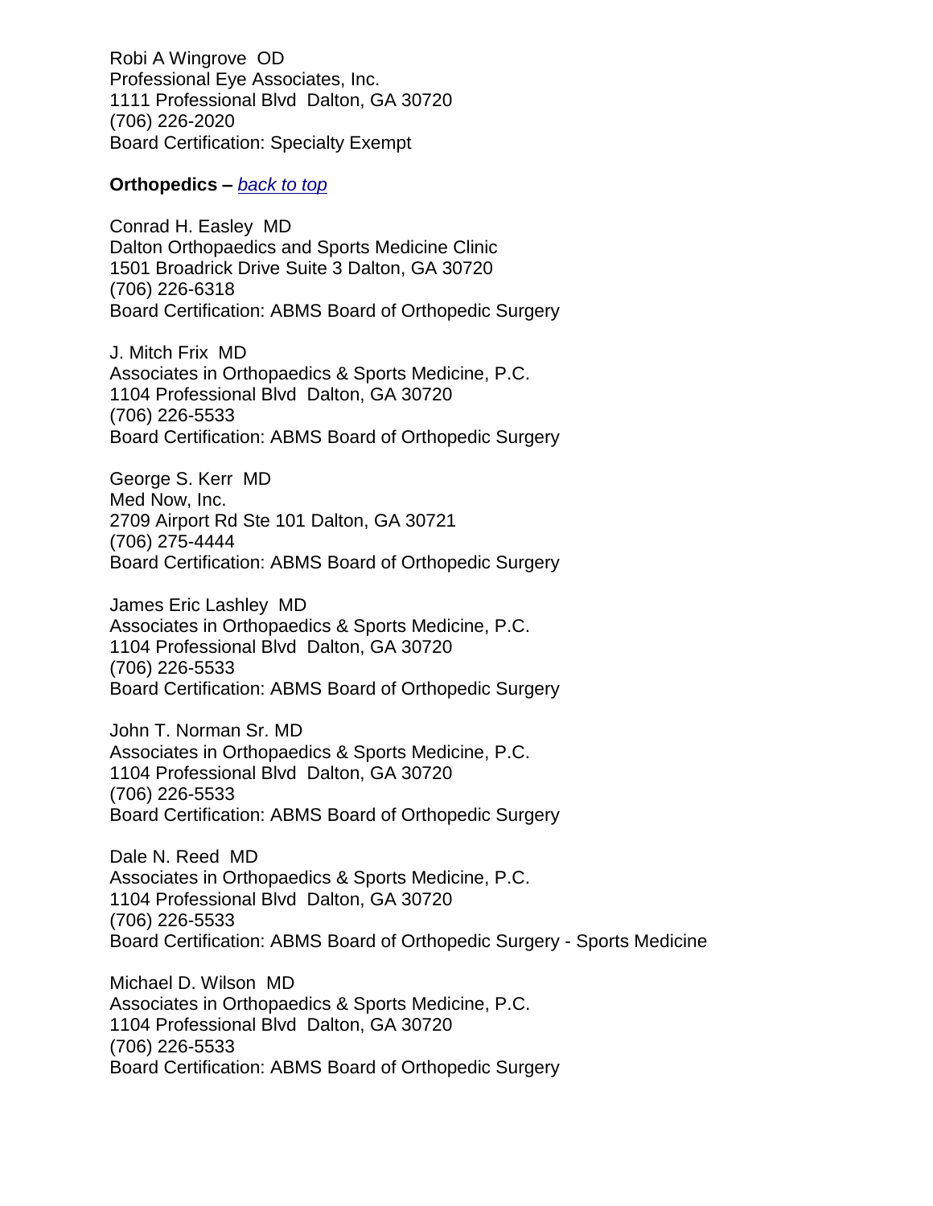Robi A Wingrove  OD
Professional Eye Associates, Inc.
1111 Professional Blvd  Dalton, GA 30720
(706) 226-2020
Board Certification: Specialty Exempt

**Orthopedics –** *back to top*

Conrad H. Easley  MD
Dalton Orthopaedics and Sports Medicine Clinic
1501 Broadrick Drive Suite 3 Dalton, GA 30720
(706) 226-6318
Board Certification: ABMS Board of Orthopedic Surgery

J. Mitch Frix  MD
Associates in Orthopaedics & Sports Medicine, P.C.
1104 Professional Blvd  Dalton, GA 30720
(706) 226-5533
Board Certification: ABMS Board of Orthopedic Surgery

George S. Kerr  MD
Med Now, Inc.
2709 Airport Rd Ste 101 Dalton, GA 30721
(706) 275-4444
Board Certification: ABMS Board of Orthopedic Surgery

James Eric Lashley  MD
Associates in Orthopaedics & Sports Medicine, P.C.
1104 Professional Blvd  Dalton, GA 30720
(706) 226-5533
Board Certification: ABMS Board of Orthopedic Surgery

John T. Norman Sr. MD
Associates in Orthopaedics & Sports Medicine, P.C.
1104 Professional Blvd  Dalton, GA 30720
(706) 226-5533
Board Certification: ABMS Board of Orthopedic Surgery

Dale N. Reed  MD
Associates in Orthopaedics & Sports Medicine, P.C.
1104 Professional Blvd  Dalton, GA 30720
(706) 226-5533
Board Certification: ABMS Board of Orthopedic Surgery - Sports Medicine

Michael D. Wilson  MD
Associates in Orthopaedics & Sports Medicine, P.C.
1104 Professional Blvd  Dalton, GA 30720
(706) 226-5533
Board Certification: ABMS Board of Orthopedic Surgery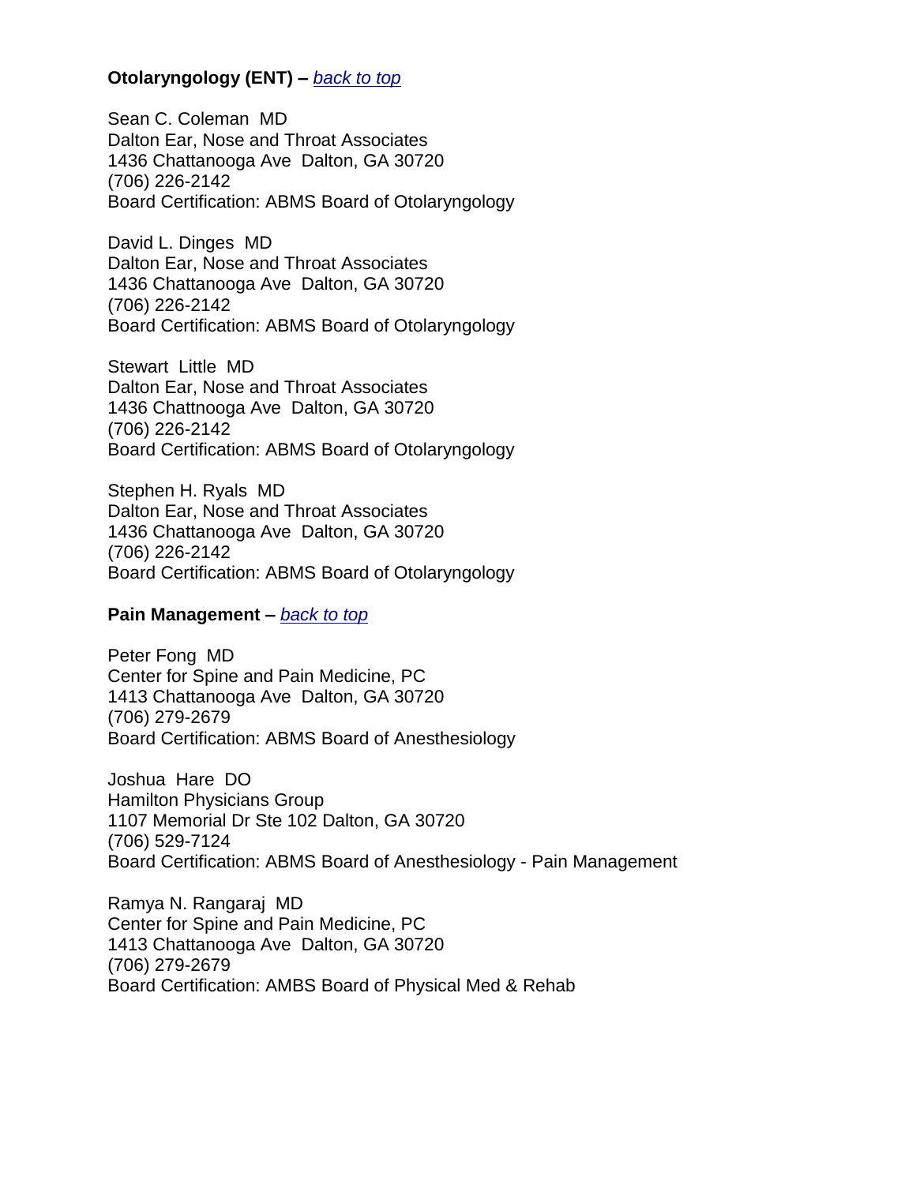**Otolaryngology (ENT) –** *back to top*

Sean C. Coleman MD
Dalton Ear, Nose and Throat Associates
1436 Chattanooga Ave Dalton, GA 30720
(706) 226-2142
Board Certification: ABMS Board of Otolaryngology

David L. Dinges MD
Dalton Ear, Nose and Throat Associates
1436 Chattanooga Ave Dalton, GA 30720
(706) 226-2142
Board Certification: ABMS Board of Otolaryngology

Stewart Little MD
Dalton Ear, Nose and Throat Associates
1436 Chattnooga Ave Dalton, GA 30720
(706) 226-2142
Board Certification: ABMS Board of Otolaryngology

Stephen H. Ryals MD
Dalton Ear, Nose and Throat Associates
1436 Chattanooga Ave Dalton, GA 30720
(706) 226-2142
Board Certification: ABMS Board of Otolaryngology

**Pain Management –** *back to top*

Peter Fong MD
Center for Spine and Pain Medicine, PC
1413 Chattanooga Ave Dalton, GA 30720
(706) 279-2679
Board Certification: ABMS Board of Anesthesiology

Joshua Hare DO
Hamilton Physicians Group
1107 Memorial Dr Ste 102 Dalton, GA 30720
(706) 529-7124
Board Certification: ABMS Board of Anesthesiology - Pain Management

Ramya N. Rangaraj MD
Center for Spine and Pain Medicine, PC
1413 Chattanooga Ave Dalton, GA 30720
(706) 279-2679
Board Certification: AMBS Board of Physical Med & Rehab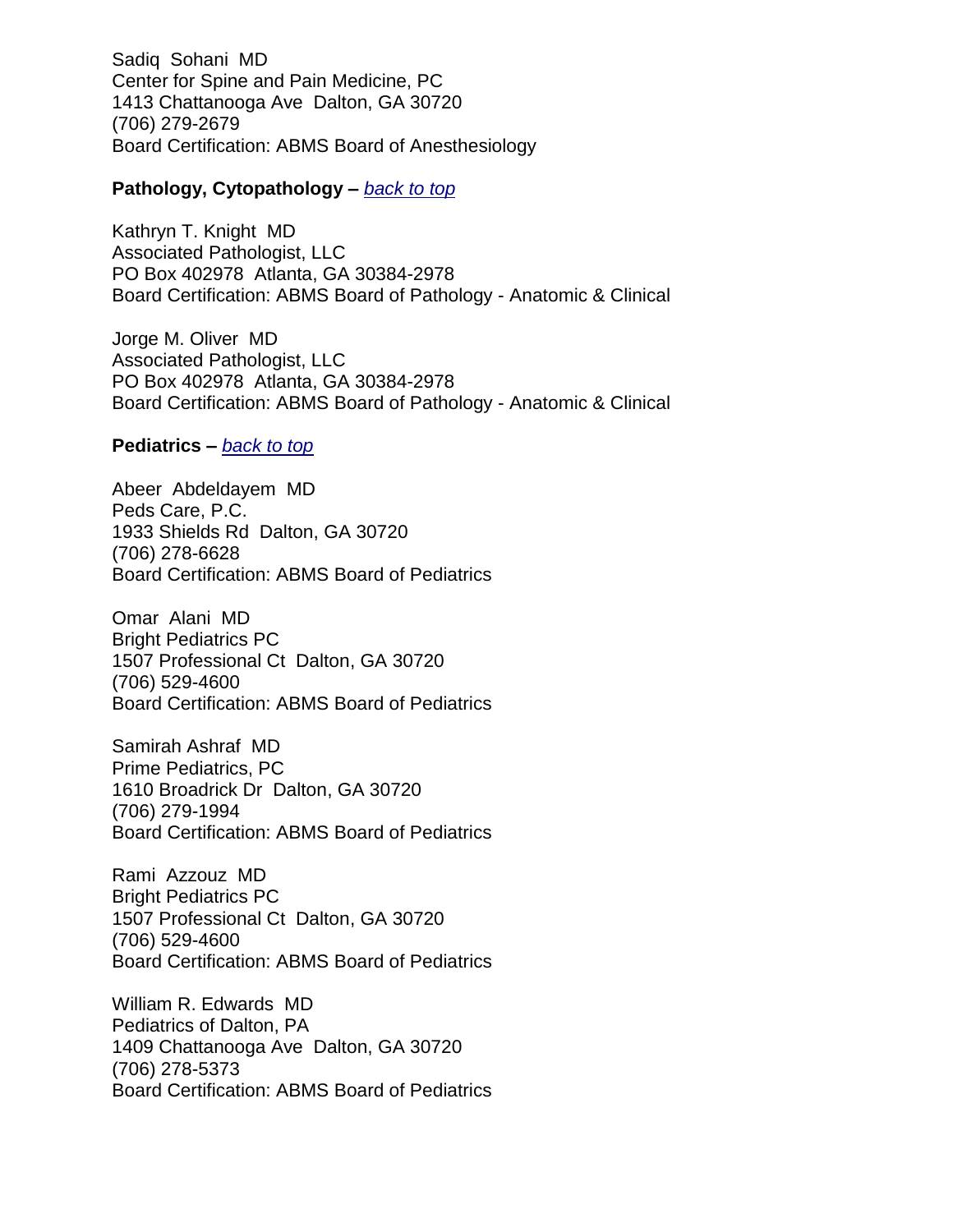Sadiq Sohani MD
Center for Spine and Pain Medicine, PC
1413 Chattanooga Ave Dalton, GA 30720
(706) 279-2679
Board Certification: ABMS Board of Anesthesiology

**Pathology, Cytopathology –** *back to top*

Kathryn T. Knight MD
Associated Pathologist, LLC
PO Box 402978 Atlanta, GA 30384-2978
Board Certification: ABMS Board of Pathology - Anatomic & Clinical

Jorge M. Oliver MD
Associated Pathologist, LLC
PO Box 402978 Atlanta, GA 30384-2978
Board Certification: ABMS Board of Pathology - Anatomic & Clinical

**Pediatrics –** *back to top*

Abeer Abdeldayem MD
Peds Care, P.C.
1933 Shields Rd Dalton, GA 30720
(706) 278-6628
Board Certification: ABMS Board of Pediatrics

Omar Alani MD
Bright Pediatrics PC
1507 Professional Ct Dalton, GA 30720
(706) 529-4600
Board Certification: ABMS Board of Pediatrics

Samirah Ashraf MD
Prime Pediatrics, PC
1610 Broadrick Dr Dalton, GA 30720
(706) 279-1994
Board Certification: ABMS Board of Pediatrics

Rami Azzouz MD
Bright Pediatrics PC
1507 Professional Ct Dalton, GA 30720
(706) 529-4600
Board Certification: ABMS Board of Pediatrics

William R. Edwards MD
Pediatrics of Dalton, PA
1409 Chattanooga Ave Dalton, GA 30720
(706) 278-5373
Board Certification: ABMS Board of Pediatrics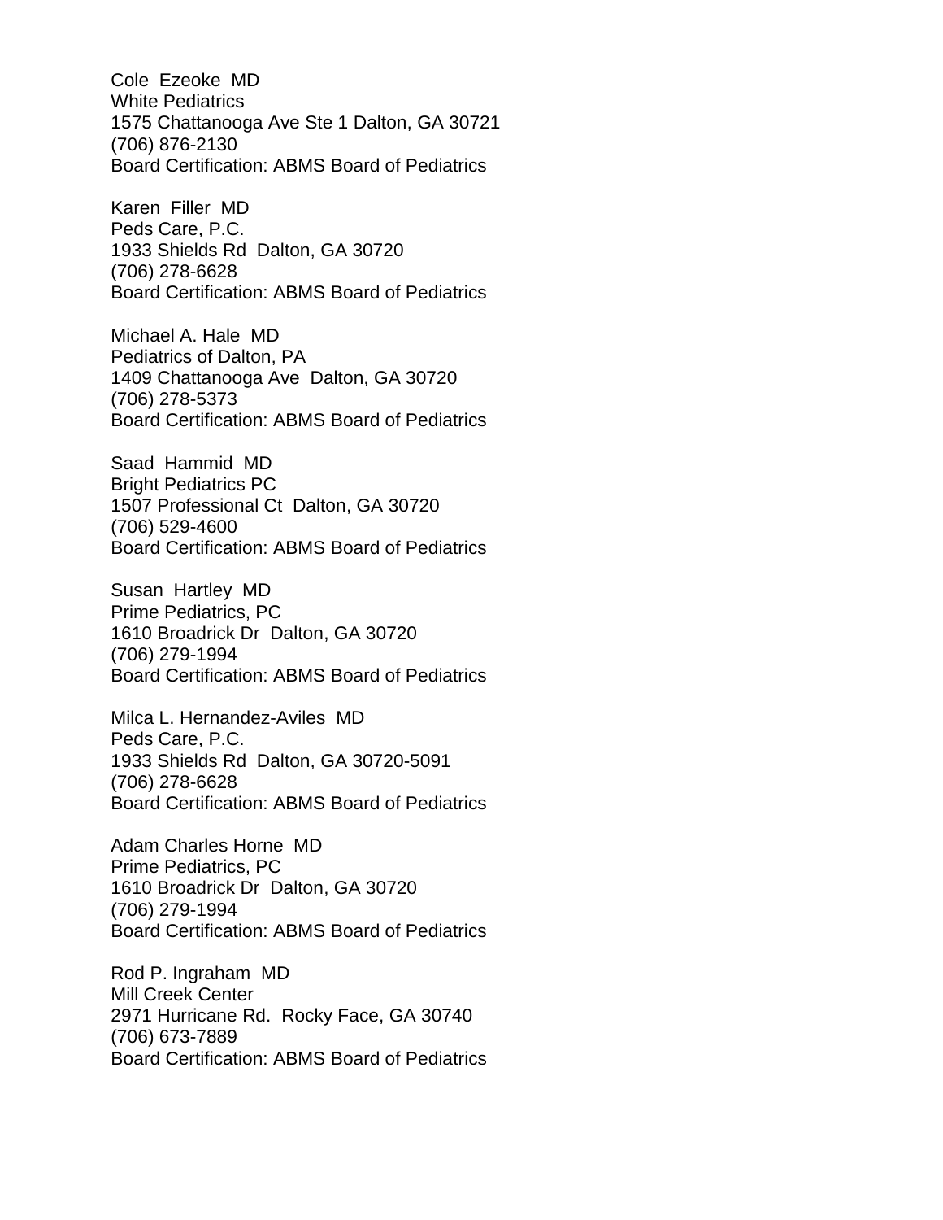Cole Ezeoke MD
White Pediatrics
1575 Chattanooga Ave Ste 1 Dalton, GA 30721
(706) 876-2130
Board Certification: ABMS Board of Pediatrics

Karen Filler MD
Peds Care, P.C.
1933 Shields Rd Dalton, GA 30720
(706) 278-6628
Board Certification: ABMS Board of Pediatrics

Michael A. Hale MD
Pediatrics of Dalton, PA
1409 Chattanooga Ave Dalton, GA 30720
(706) 278-5373
Board Certification: ABMS Board of Pediatrics

Saad Hammid MD
Bright Pediatrics PC
1507 Professional Ct Dalton, GA 30720
(706) 529-4600
Board Certification: ABMS Board of Pediatrics

Susan Hartley MD
Prime Pediatrics, PC
1610 Broadrick Dr Dalton, GA 30720
(706) 279-1994
Board Certification: ABMS Board of Pediatrics

Milca L. Hernandez-Aviles MD
Peds Care, P.C.
1933 Shields Rd Dalton, GA 30720-5091
(706) 278-6628
Board Certification: ABMS Board of Pediatrics

Adam Charles Horne MD
Prime Pediatrics, PC
1610 Broadrick Dr Dalton, GA 30720
(706) 279-1994
Board Certification: ABMS Board of Pediatrics

Rod P. Ingraham MD
Mill Creek Center
2971 Hurricane Rd. Rocky Face, GA 30740
(706) 673-7889
Board Certification: ABMS Board of Pediatrics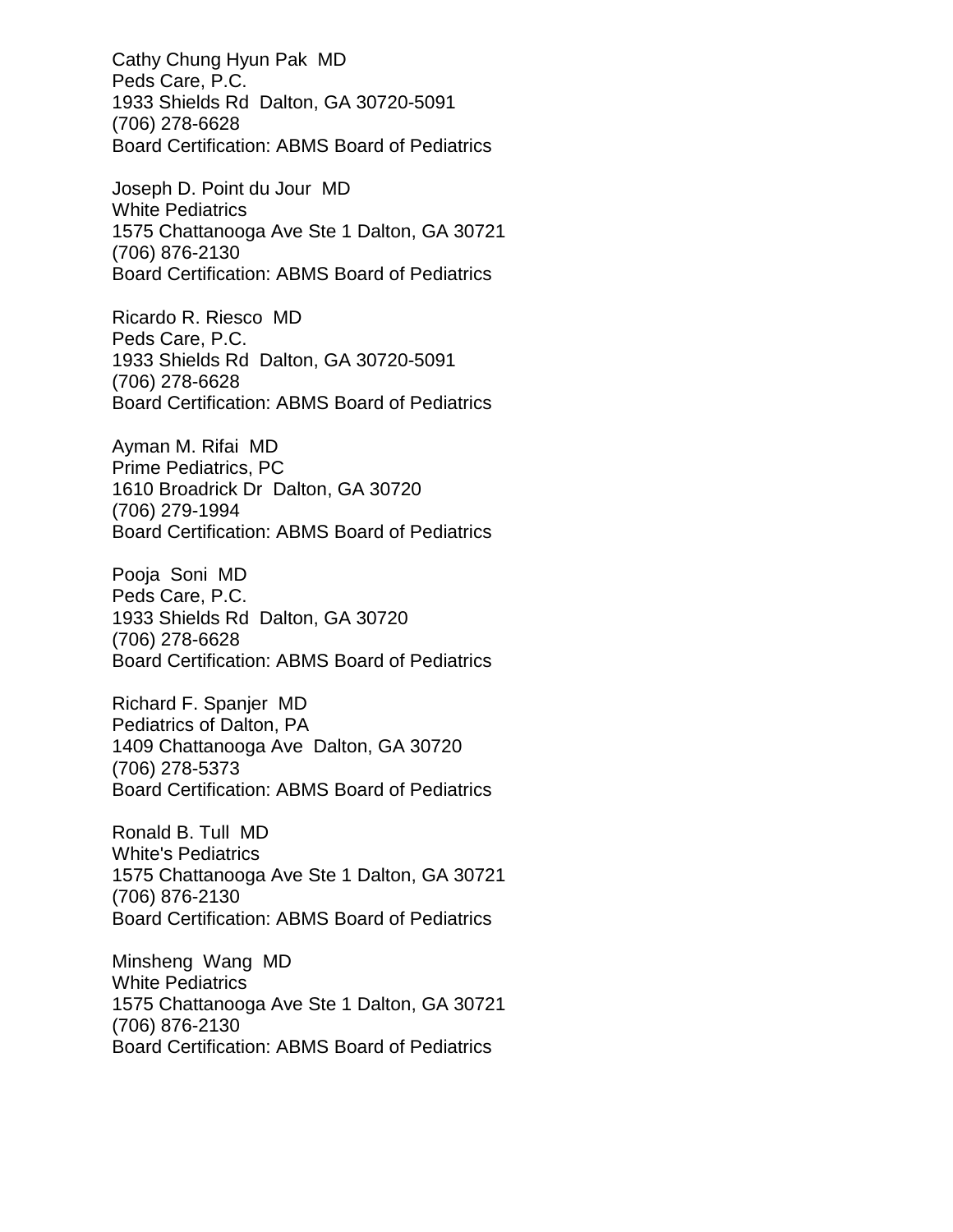Cathy Chung Hyun Pak  MD
Peds Care, P.C.
1933 Shields Rd  Dalton, GA 30720-5091
(706) 278-6628
Board Certification: ABMS Board of Pediatrics

Joseph D. Point du Jour  MD
White Pediatrics
1575 Chattanooga Ave Ste 1 Dalton, GA 30721
(706) 876-2130
Board Certification: ABMS Board of Pediatrics

Ricardo R. Riesco  MD
Peds Care, P.C.
1933 Shields Rd  Dalton, GA 30720-5091
(706) 278-6628
Board Certification: ABMS Board of Pediatrics

Ayman M. Rifai  MD
Prime Pediatrics, PC
1610 Broadrick Dr  Dalton, GA 30720
(706) 279-1994
Board Certification: ABMS Board of Pediatrics

Pooja  Soni  MD
Peds Care, P.C.
1933 Shields Rd  Dalton, GA 30720
(706) 278-6628
Board Certification: ABMS Board of Pediatrics

Richard F. Spanjer  MD
Pediatrics of Dalton, PA
1409 Chattanooga Ave  Dalton, GA 30720
(706) 278-5373
Board Certification: ABMS Board of Pediatrics

Ronald B. Tull  MD
White's Pediatrics
1575 Chattanooga Ave Ste 1 Dalton, GA 30721
(706) 876-2130
Board Certification: ABMS Board of Pediatrics

Minsheng  Wang  MD
White Pediatrics
1575 Chattanooga Ave Ste 1 Dalton, GA 30721
(706) 876-2130
Board Certification: ABMS Board of Pediatrics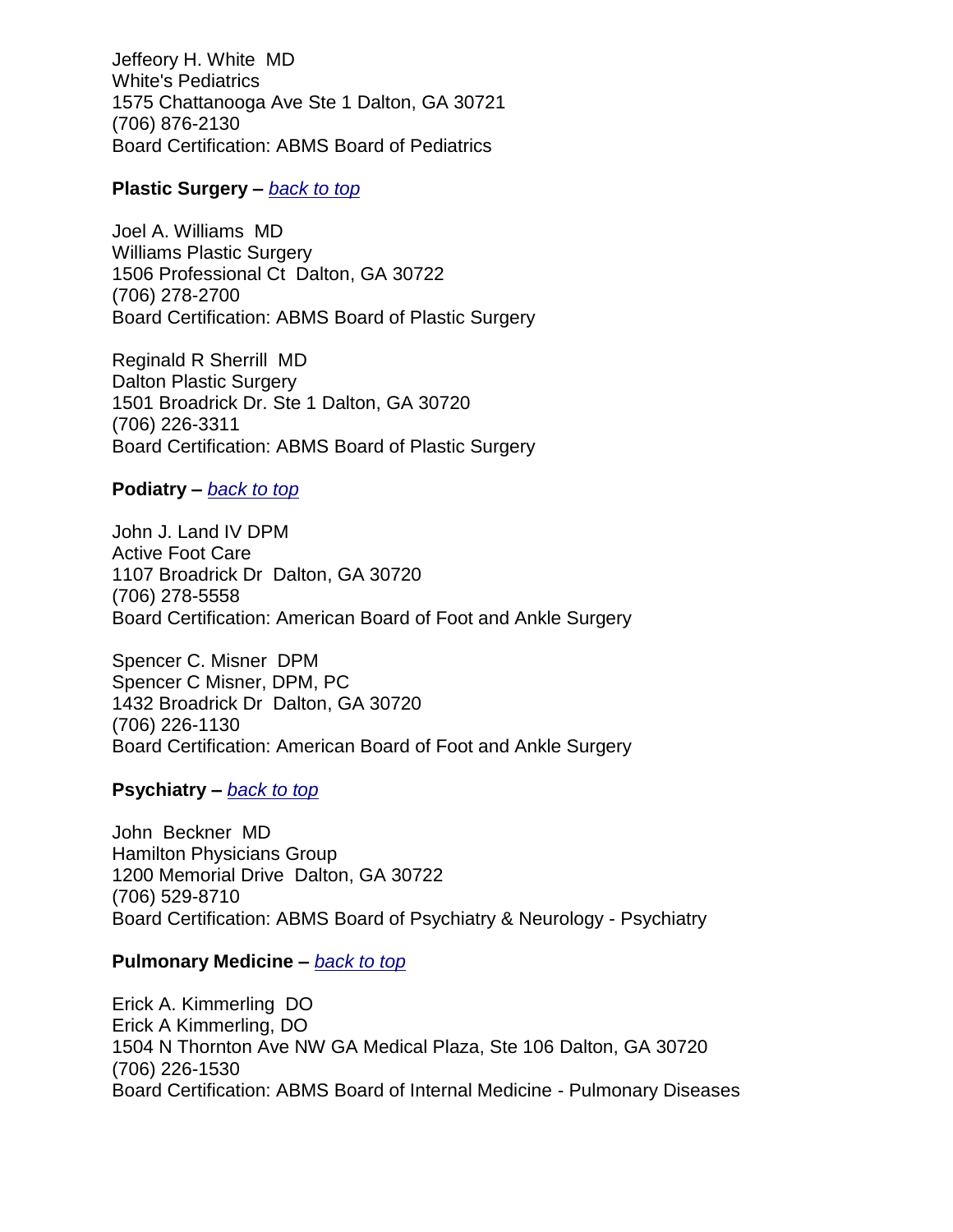Jeffeory H. White MD
White's Pediatrics
1575 Chattanooga Ave Ste 1 Dalton, GA 30721
(706) 876-2130
Board Certification: ABMS Board of Pediatrics

**Plastic Surgery –** *back to top*

Joel A. Williams MD
Williams Plastic Surgery
1506 Professional Ct Dalton, GA 30722
(706) 278-2700
Board Certification: ABMS Board of Plastic Surgery

Reginald R Sherrill MD
Dalton Plastic Surgery
1501 Broadrick Dr. Ste 1 Dalton, GA 30720
(706) 226-3311
Board Certification: ABMS Board of Plastic Surgery

**Podiatry –** *back to top*

John J. Land IV DPM
Active Foot Care
1107 Broadrick Dr Dalton, GA 30720
(706) 278-5558
Board Certification: American Board of Foot and Ankle Surgery

Spencer C. Misner DPM
Spencer C Misner, DPM, PC
1432 Broadrick Dr Dalton, GA 30720
(706) 226-1130
Board Certification: American Board of Foot and Ankle Surgery

**Psychiatry –** *back to top*

John Beckner MD
Hamilton Physicians Group
1200 Memorial Drive Dalton, GA 30722
(706) 529-8710
Board Certification: ABMS Board of Psychiatry & Neurology - Psychiatry

**Pulmonary Medicine –** *back to top*

Erick A. Kimmerling DO
Erick A Kimmerling, DO
1504 N Thornton Ave NW GA Medical Plaza, Ste 106 Dalton, GA 30720
(706) 226-1530
Board Certification: ABMS Board of Internal Medicine - Pulmonary Diseases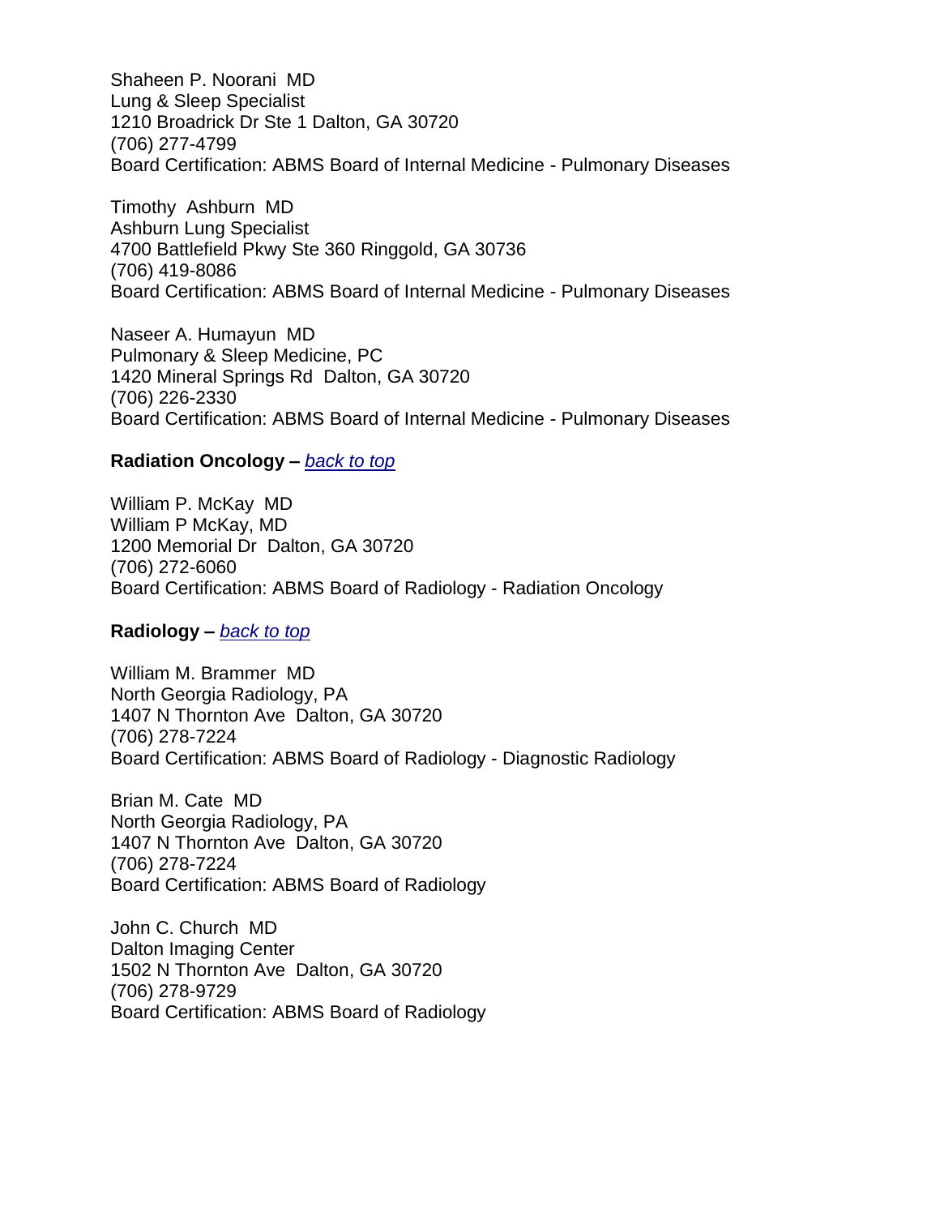Shaheen P. Noorani  MD
Lung & Sleep Specialist
1210 Broadrick Dr Ste 1 Dalton, GA 30720
(706) 277-4799
Board Certification: ABMS Board of Internal Medicine - Pulmonary Diseases

Timothy  Ashburn  MD
Ashburn Lung Specialist
4700 Battlefield Pkwy Ste 360 Ringgold, GA 30736
(706) 419-8086
Board Certification: ABMS Board of Internal Medicine - Pulmonary Diseases

Naseer A. Humayun  MD
Pulmonary & Sleep Medicine, PC
1420 Mineral Springs Rd  Dalton, GA 30720
(706) 226-2330
Board Certification: ABMS Board of Internal Medicine - Pulmonary Diseases

**Radiation Oncology –** *back to top*

William P. McKay  MD
William P McKay, MD
1200 Memorial Dr  Dalton, GA 30720
(706) 272-6060
Board Certification: ABMS Board of Radiology - Radiation Oncology

**Radiology –** *back to top*

William M. Brammer  MD
North Georgia Radiology, PA
1407 N Thornton Ave  Dalton, GA 30720
(706) 278-7224
Board Certification: ABMS Board of Radiology - Diagnostic Radiology

Brian M. Cate  MD
North Georgia Radiology, PA
1407 N Thornton Ave  Dalton, GA 30720
(706) 278-7224
Board Certification: ABMS Board of Radiology

John C. Church  MD
Dalton Imaging Center
1502 N Thornton Ave  Dalton, GA 30720
(706) 278-9729
Board Certification: ABMS Board of Radiology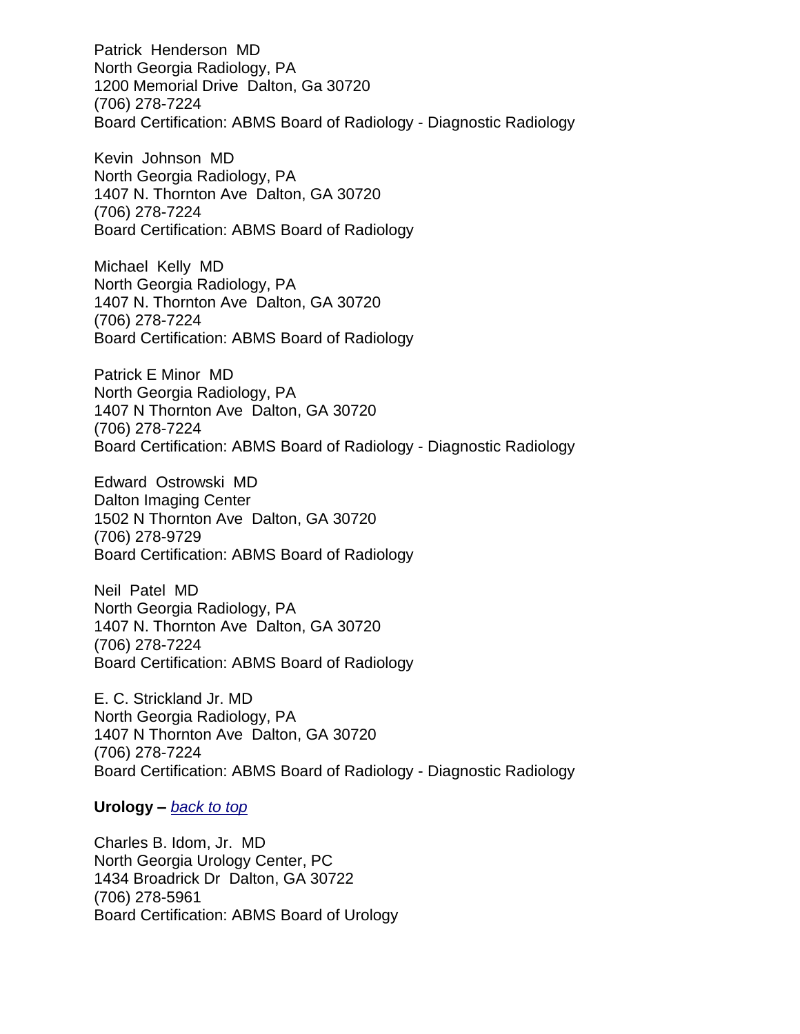Patrick Henderson MD
North Georgia Radiology, PA
1200 Memorial Drive Dalton, Ga 30720
(706) 278-7224
Board Certification: ABMS Board of Radiology - Diagnostic Radiology

Kevin Johnson MD
North Georgia Radiology, PA
1407 N. Thornton Ave Dalton, GA 30720
(706) 278-7224
Board Certification: ABMS Board of Radiology

Michael Kelly MD
North Georgia Radiology, PA
1407 N. Thornton Ave Dalton, GA 30720
(706) 278-7224
Board Certification: ABMS Board of Radiology

Patrick E Minor MD
North Georgia Radiology, PA
1407 N Thornton Ave Dalton, GA 30720
(706) 278-7224
Board Certification: ABMS Board of Radiology - Diagnostic Radiology

Edward Ostrowski MD
Dalton Imaging Center
1502 N Thornton Ave Dalton, GA 30720
(706) 278-9729
Board Certification: ABMS Board of Radiology

Neil Patel MD
North Georgia Radiology, PA
1407 N. Thornton Ave Dalton, GA 30720
(706) 278-7224
Board Certification: ABMS Board of Radiology

E. C. Strickland Jr. MD
North Georgia Radiology, PA
1407 N Thornton Ave Dalton, GA 30720
(706) 278-7224
Board Certification: ABMS Board of Radiology - Diagnostic Radiology

**Urology –** *back to top*

Charles B. Idom, Jr. MD
North Georgia Urology Center, PC
1434 Broadrick Dr Dalton, GA 30722
(706) 278-5961
Board Certification: ABMS Board of Urology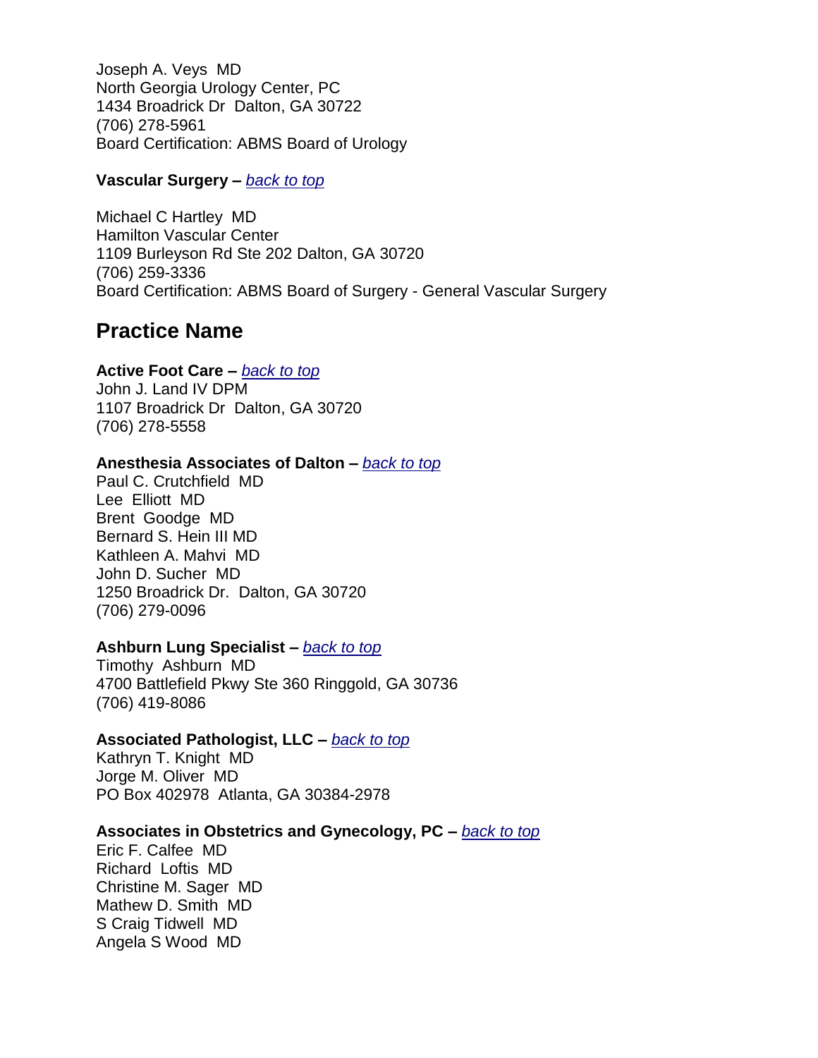Joseph A. Veys MD
North Georgia Urology Center, PC
1434 Broadrick Dr Dalton, GA 30722
(706) 278-5961
Board Certification: ABMS Board of Urology

**Vascular Surgery –** *back to top*

Michael C Hartley MD
Hamilton Vascular Center
1109 Burleyson Rd Ste 202 Dalton, GA 30720
(706) 259-3336
Board Certification: ABMS Board of Surgery - General Vascular Surgery

## Practice Name

**Active Foot Care –** *back to top*
John J. Land IV DPM
1107 Broadrick Dr Dalton, GA 30720
(706) 278-5558

**Anesthesia Associates of Dalton –** *back to top*
Paul C. Crutchfield MD
Lee Elliott MD
Brent Goodge MD
Bernard S. Hein III MD
Kathleen A. Mahvi MD
John D. Sucher MD
1250 Broadrick Dr. Dalton, GA 30720
(706) 279-0096

**Ashburn Lung Specialist –** *back to top*
Timothy Ashburn MD
4700 Battlefield Pkwy Ste 360 Ringgold, GA 30736
(706) 419-8086

**Associated Pathologist, LLC –** *back to top*
Kathryn T. Knight MD
Jorge M. Oliver MD
PO Box 402978 Atlanta, GA 30384-2978

**Associates in Obstetrics and Gynecology, PC –** *back to top*
Eric F. Calfee MD
Richard Loftis MD
Christine M. Sager MD
Mathew D. Smith MD
S Craig Tidwell MD
Angela S Wood MD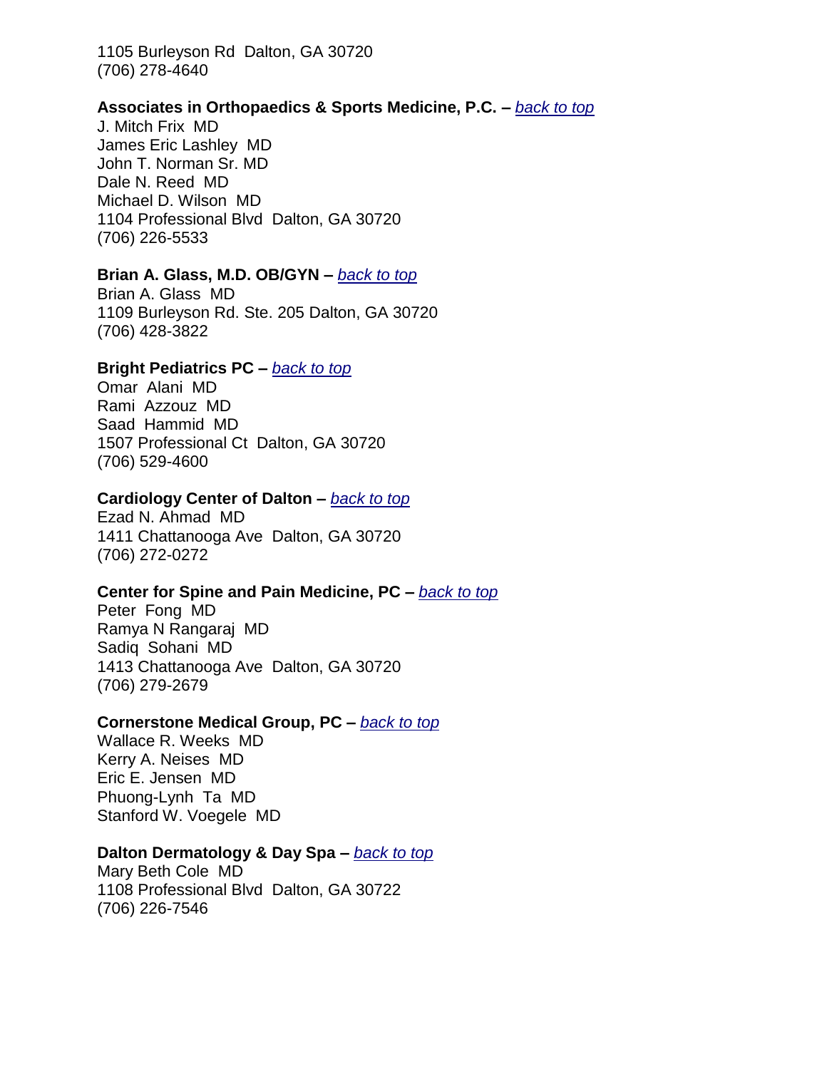1105 Burleyson Rd  Dalton, GA 30720
(706) 278-4640

**Associates in Orthopaedics & Sports Medicine, P.C. –** *back to top*
J. Mitch Frix  MD
James Eric Lashley  MD
John T. Norman Sr. MD
Dale N. Reed  MD
Michael D. Wilson  MD
1104 Professional Blvd  Dalton, GA 30720
(706) 226-5533

**Brian A. Glass, M.D. OB/GYN –** *back to top*
Brian A. Glass  MD
1109 Burleyson Rd. Ste. 205 Dalton, GA 30720
(706) 428-3822

**Bright Pediatrics PC –** *back to top*
Omar  Alani  MD
Rami  Azzouz  MD
Saad  Hammid  MD
1507 Professional Ct  Dalton, GA 30720
(706) 529-4600

**Cardiology Center of Dalton –** *back to top*
Ezad N. Ahmad  MD
1411 Chattanooga Ave  Dalton, GA 30720
(706) 272-0272

**Center for Spine and Pain Medicine, PC –** *back to top*
Peter  Fong  MD
Ramya N Rangaraj  MD
Sadiq  Sohani  MD
1413 Chattanooga Ave  Dalton, GA 30720
(706) 279-2679

**Cornerstone Medical Group, PC –** *back to top*
Wallace R. Weeks  MD
Kerry A. Neises  MD
Eric E. Jensen  MD
Phuong-Lynh  Ta  MD
Stanford W. Voegele  MD

**Dalton Dermatology & Day Spa –** *back to top*
Mary Beth Cole  MD
1108 Professional Blvd  Dalton, GA 30722
(706) 226-7546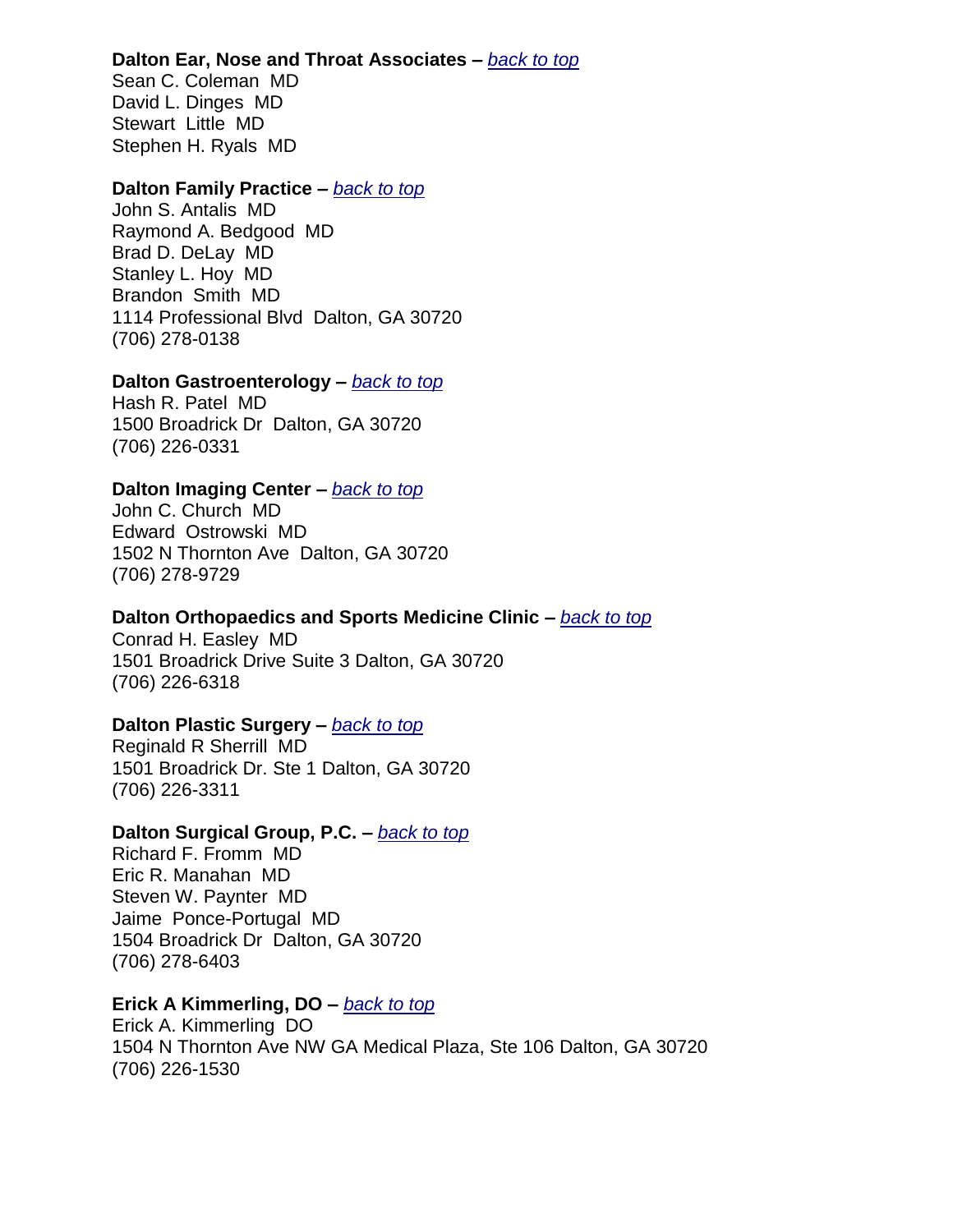**Dalton Ear, Nose and Throat Associates –** *back to top*
Sean C. Coleman MD
David L. Dinges MD
Stewart Little MD
Stephen H. Ryals MD

**Dalton Family Practice –** *back to top*
John S. Antalis MD
Raymond A. Bedgood MD
Brad D. DeLay MD
Stanley L. Hoy MD
Brandon Smith MD
1114 Professional Blvd Dalton, GA 30720
(706) 278-0138

**Dalton Gastroenterology –** *back to top*
Hash R. Patel MD
1500 Broadrick Dr Dalton, GA 30720
(706) 226-0331

**Dalton Imaging Center –** *back to top*
John C. Church MD
Edward Ostrowski MD
1502 N Thornton Ave Dalton, GA 30720
(706) 278-9729

**Dalton Orthopaedics and Sports Medicine Clinic –** *back to top*
Conrad H. Easley MD
1501 Broadrick Drive Suite 3 Dalton, GA 30720
(706) 226-6318

**Dalton Plastic Surgery –** *back to top*
Reginald R Sherrill MD
1501 Broadrick Dr. Ste 1 Dalton, GA 30720
(706) 226-3311

**Dalton Surgical Group, P.C. –** *back to top*
Richard F. Fromm MD
Eric R. Manahan MD
Steven W. Paynter MD
Jaime Ponce-Portugal MD
1504 Broadrick Dr Dalton, GA 30720
(706) 278-6403

**Erick A Kimmerling, DO –** *back to top*
Erick A. Kimmerling DO
1504 N Thornton Ave NW GA Medical Plaza, Ste 106 Dalton, GA 30720
(706) 226-1530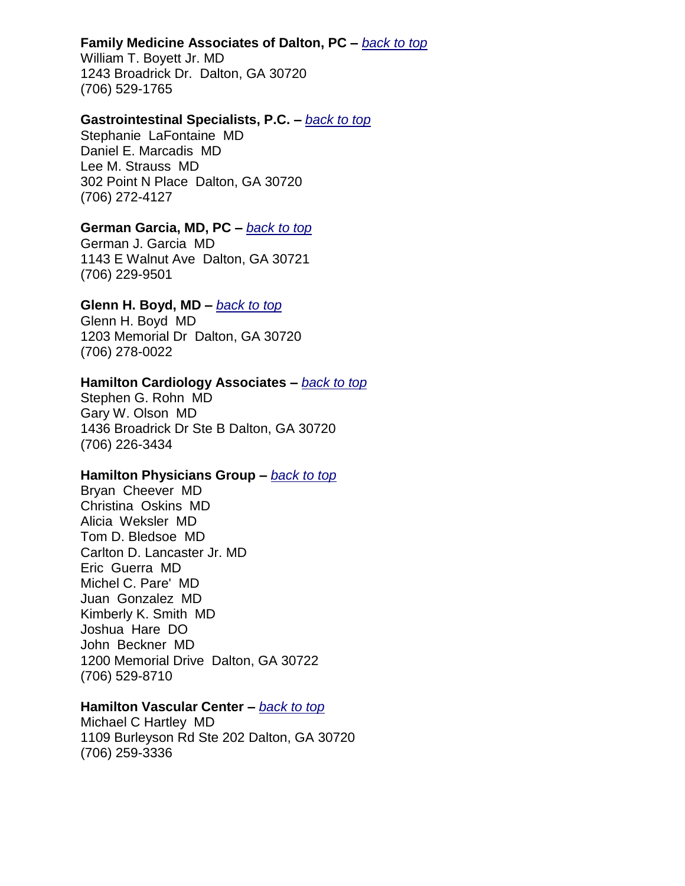**Family Medicine Associates of Dalton, PC –** *back to top*
William T. Boyett Jr. MD
1243 Broadrick Dr. Dalton, GA 30720
(706) 529-1765

**Gastrointestinal Specialists, P.C. –** *back to top*
Stephanie LaFontaine MD
Daniel E. Marcadis MD
Lee M. Strauss MD
302 Point N Place Dalton, GA 30720
(706) 272-4127

**German Garcia, MD, PC –** *back to top*
German J. Garcia MD
1143 E Walnut Ave Dalton, GA 30721
(706) 229-9501

**Glenn H. Boyd, MD –** *back to top*
Glenn H. Boyd MD
1203 Memorial Dr Dalton, GA 30720
(706) 278-0022

**Hamilton Cardiology Associates –** *back to top*
Stephen G. Rohn MD
Gary W. Olson MD
1436 Broadrick Dr Ste B Dalton, GA 30720
(706) 226-3434

**Hamilton Physicians Group –** *back to top*
Bryan Cheever MD
Christina Oskins MD
Alicia Weksler MD
Tom D. Bledsoe MD
Carlton D. Lancaster Jr. MD
Eric Guerra MD
Michel C. Pare' MD
Juan Gonzalez MD
Kimberly K. Smith MD
Joshua Hare DO
John Beckner MD
1200 Memorial Drive Dalton, GA 30722
(706) 529-8710

**Hamilton Vascular Center –** *back to top*
Michael C Hartley MD
1109 Burleyson Rd Ste 202 Dalton, GA 30720
(706) 259-3336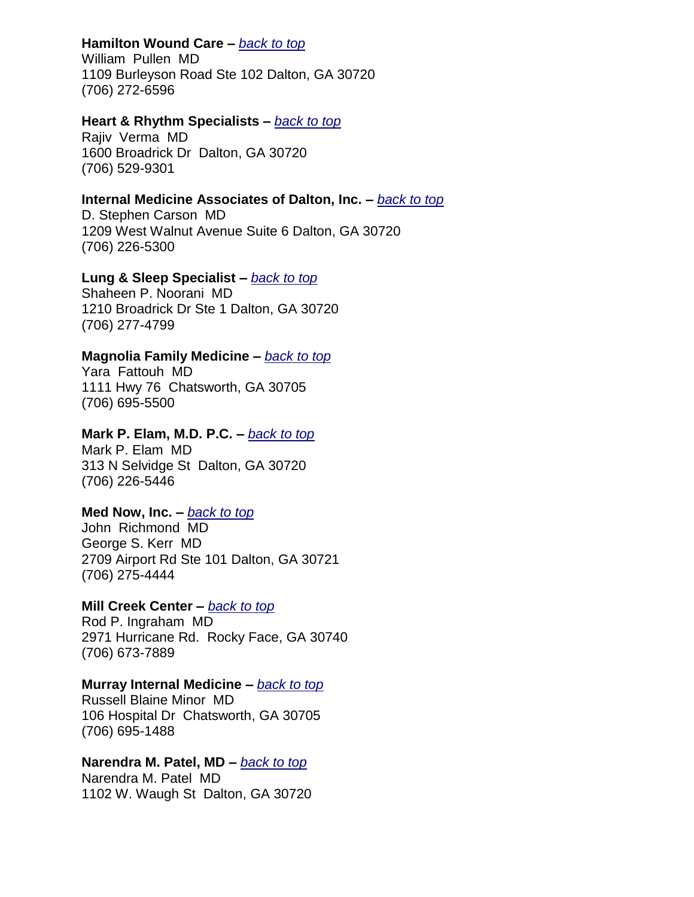**Hamilton Wound Care –** *[back to top](#)*
William Pullen MD
1109 Burleyson Road Ste 102 Dalton, GA 30720
(706) 272-6596

**Heart & Rhythm Specialists –** *[back to top](#)*
Rajiv Verma MD
1600 Broadrick Dr Dalton, GA 30720
(706) 529-9301

**Internal Medicine Associates of Dalton, Inc. –** *[back to top](#)*
D. Stephen Carson MD
1209 West Walnut Avenue Suite 6 Dalton, GA 30720
(706) 226-5300

**Lung & Sleep Specialist –** *[back to top](#)*
Shaheen P. Noorani MD
1210 Broadrick Dr Ste 1 Dalton, GA 30720
(706) 277-4799

**Magnolia Family Medicine –** *[back to top](#)*
Yara Fattouh MD
1111 Hwy 76 Chatsworth, GA 30705
(706) 695-5500

**Mark P. Elam, M.D. P.C. –** *[back to top](#)*
Mark P. Elam MD
313 N Selvidge St Dalton, GA 30720
(706) 226-5446

**Med Now, Inc. –** *[back to top](#)*
John Richmond MD
George S. Kerr MD
2709 Airport Rd Ste 101 Dalton, GA 30721
(706) 275-4444

**Mill Creek Center –** *[back to top](#)*
Rod P. Ingraham MD
2971 Hurricane Rd. Rocky Face, GA 30740
(706) 673-7889

**Murray Internal Medicine –** *[back to top](#)*
Russell Blaine Minor MD
106 Hospital Dr Chatsworth, GA 30705
(706) 695-1488

**Narendra M. Patel, MD –** *[back to top](#)*
Narendra M. Patel MD
1102 W. Waugh St Dalton, GA 30720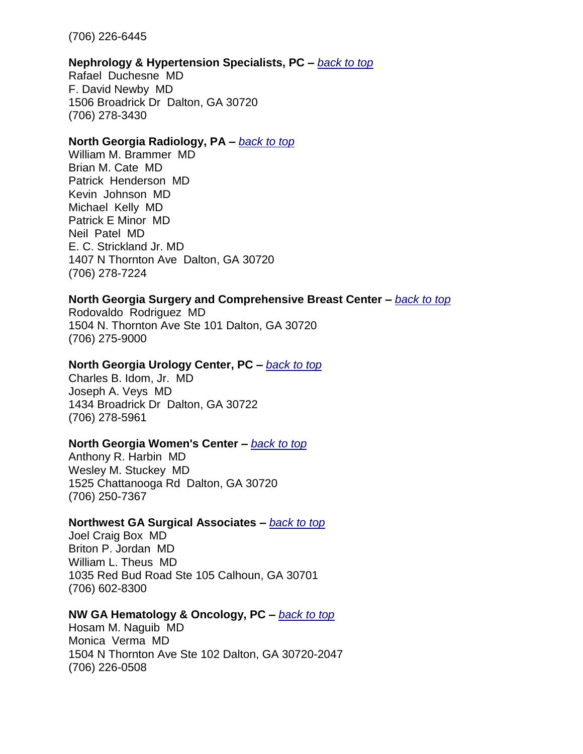(706) 226-6445

**Nephrology & Hypertension Specialists, PC –** *back to top*
Rafael Duchesne MD
F. David Newby MD
1506 Broadrick Dr Dalton, GA 30720
(706) 278-3430

**North Georgia Radiology, PA –** *back to top*
William M. Brammer MD
Brian M. Cate MD
Patrick Henderson MD
Kevin Johnson MD
Michael Kelly MD
Patrick E Minor MD
Neil Patel MD
E. C. Strickland Jr. MD
1407 N Thornton Ave Dalton, GA 30720
(706) 278-7224

**North Georgia Surgery and Comprehensive Breast Center –** *back to top*
Rodovaldo Rodriguez MD
1504 N. Thornton Ave Ste 101 Dalton, GA 30720
(706) 275-9000

**North Georgia Urology Center, PC –** *back to top*
Charles B. Idom, Jr. MD
Joseph A. Veys MD
1434 Broadrick Dr Dalton, GA 30722
(706) 278-5961

**North Georgia Women's Center –** *back to top*
Anthony R. Harbin MD
Wesley M. Stuckey MD
1525 Chattanooga Rd Dalton, GA 30720
(706) 250-7367

**Northwest GA Surgical Associates –** *back to top*
Joel Craig Box MD
Briton P. Jordan MD
William L. Theus MD
1035 Red Bud Road Ste 105 Calhoun, GA 30701
(706) 602-8300

**NW GA Hematology & Oncology, PC –** *back to top*
Hosam M. Naguib MD
Monica Verma MD
1504 N Thornton Ave Ste 102 Dalton, GA 30720-2047
(706) 226-0508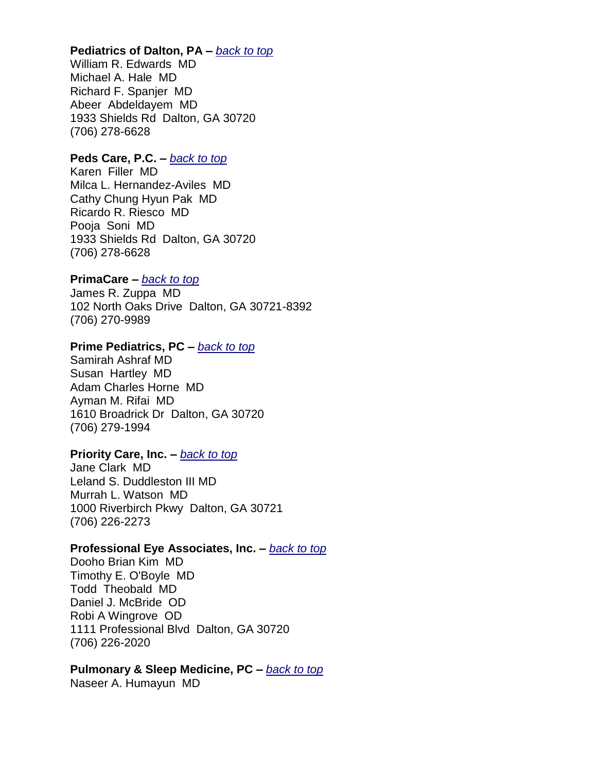**Pediatrics of Dalton, PA –** *back to top*
William R. Edwards MD
Michael A. Hale MD
Richard F. Spanjer MD
Abeer Abdeldayem MD
1933 Shields Rd Dalton, GA 30720
(706) 278-6628

**Peds Care, P.C. –** *back to top*
Karen Filler MD
Milca L. Hernandez-Aviles MD
Cathy Chung Hyun Pak MD
Ricardo R. Riesco MD
Pooja Soni MD
1933 Shields Rd Dalton, GA 30720
(706) 278-6628

**PrimaCare –** *back to top*
James R. Zuppa MD
102 North Oaks Drive Dalton, GA 30721-8392
(706) 270-9989

**Prime Pediatrics, PC –** *back to top*
Samirah Ashraf MD
Susan Hartley MD
Adam Charles Horne MD
Ayman M. Rifai MD
1610 Broadrick Dr Dalton, GA 30720
(706) 279-1994

**Priority Care, Inc. –** *back to top*
Jane Clark MD
Leland S. Duddleston III MD
Murrah L. Watson MD
1000 Riverbirch Pkwy Dalton, GA 30721
(706) 226-2273

**Professional Eye Associates, Inc. –** *back to top*
Dooho Brian Kim MD
Timothy E. O'Boyle MD
Todd Theobald MD
Daniel J. McBride OD
Robi A Wingrove OD
1111 Professional Blvd Dalton, GA 30720
(706) 226-2020

**Pulmonary & Sleep Medicine, PC –** *back to top*
Naseer A. Humayun MD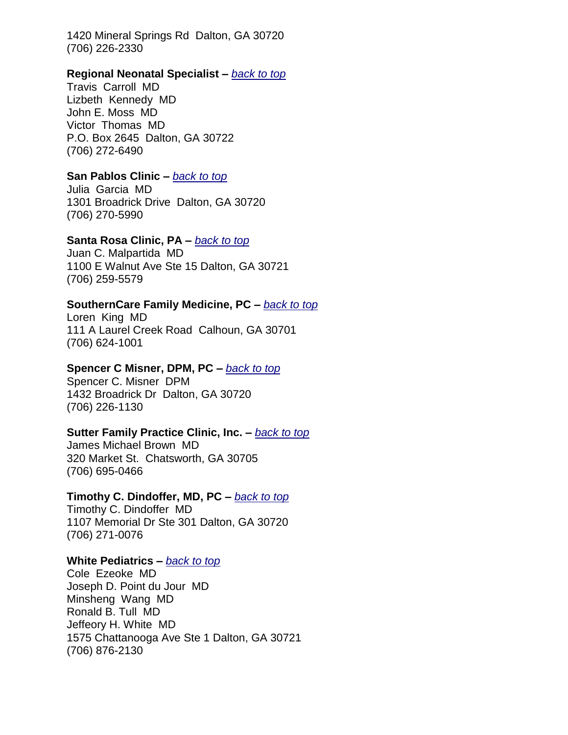1420 Mineral Springs Rd  Dalton, GA 30720
(706) 226-2330

**Regional Neonatal Specialist –** *back to top*
Travis  Carroll  MD
Lizbeth  Kennedy  MD
John E. Moss  MD
Victor  Thomas  MD
P.O. Box 2645  Dalton, GA 30722
(706) 272-6490

**San Pablos Clinic –** *back to top*
Julia  Garcia  MD
1301 Broadrick Drive  Dalton, GA 30720
(706) 270-5990

**Santa Rosa Clinic, PA –** *back to top*
Juan C. Malpartida  MD
1100 E Walnut Ave Ste 15 Dalton, GA 30721
(706) 259-5579

**SouthernCare Family Medicine, PC –** *back to top*
Loren  King  MD
111 A Laurel Creek Road  Calhoun, GA 30701
(706) 624-1001

**Spencer C Misner, DPM, PC –** *back to top*
Spencer C. Misner  DPM
1432 Broadrick Dr  Dalton, GA 30720
(706) 226-1130

**Sutter Family Practice Clinic, Inc. –** *back to top*
James Michael Brown  MD
320 Market St.  Chatsworth, GA 30705
(706) 695-0466

**Timothy C. Dindoffer, MD, PC –** *back to top*
Timothy C. Dindoffer  MD
1107 Memorial Dr Ste 301 Dalton, GA 30720
(706) 271-0076

**White Pediatrics –** *back to top*
Cole  Ezeoke  MD
Joseph D. Point du Jour  MD
Minsheng  Wang  MD
Ronald B. Tull  MD
Jeffeory H. White  MD
1575 Chattanooga Ave Ste 1 Dalton, GA 30721
(706) 876-2130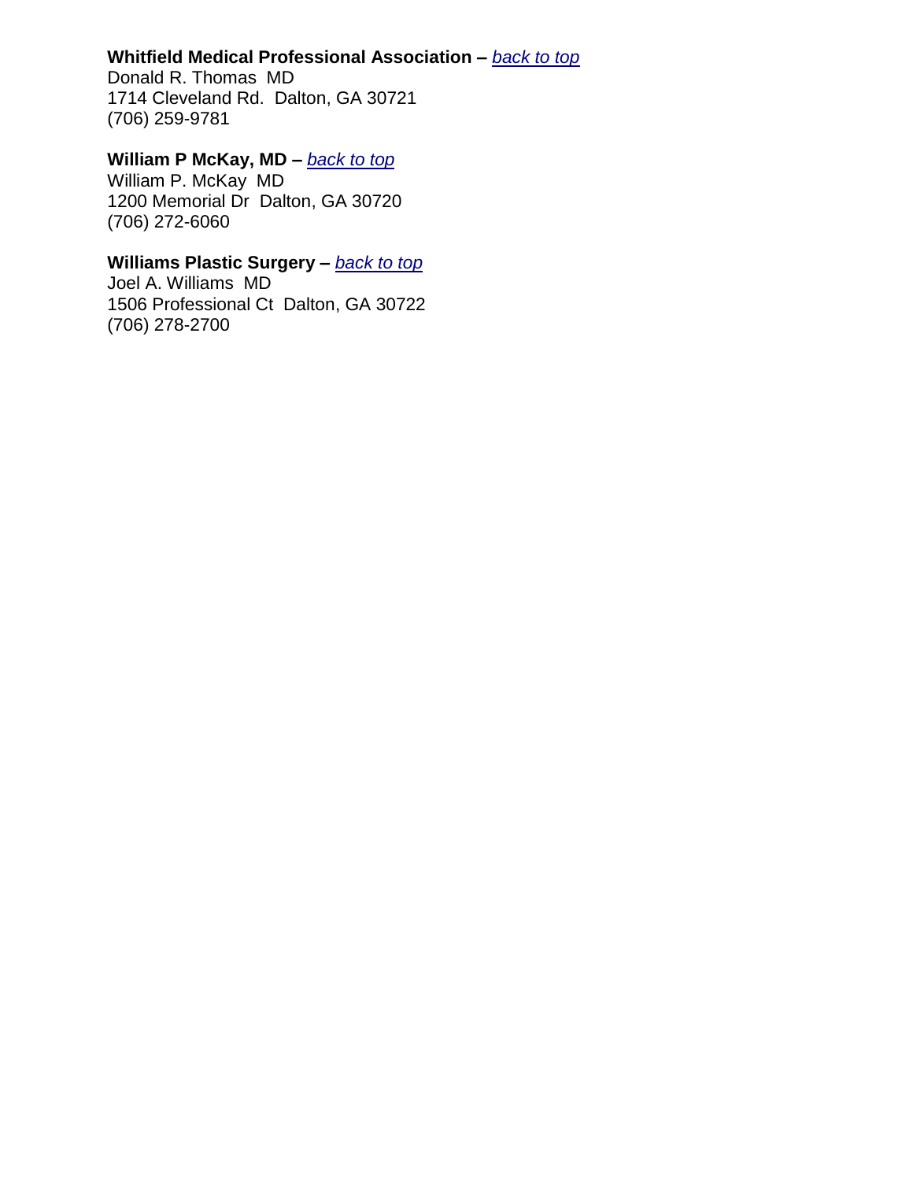**Whitfield Medical Professional Association –** *back to top*
Donald R. Thomas  MD
1714 Cleveland Rd.  Dalton, GA 30721
(706) 259-9781

**William P McKay, MD –** *back to top*
William P. McKay  MD
1200 Memorial Dr  Dalton, GA 30720
(706) 272-6060

**Williams Plastic Surgery –** *back to top*
Joel A. Williams  MD
1506 Professional Ct  Dalton, GA 30722
(706) 278-2700